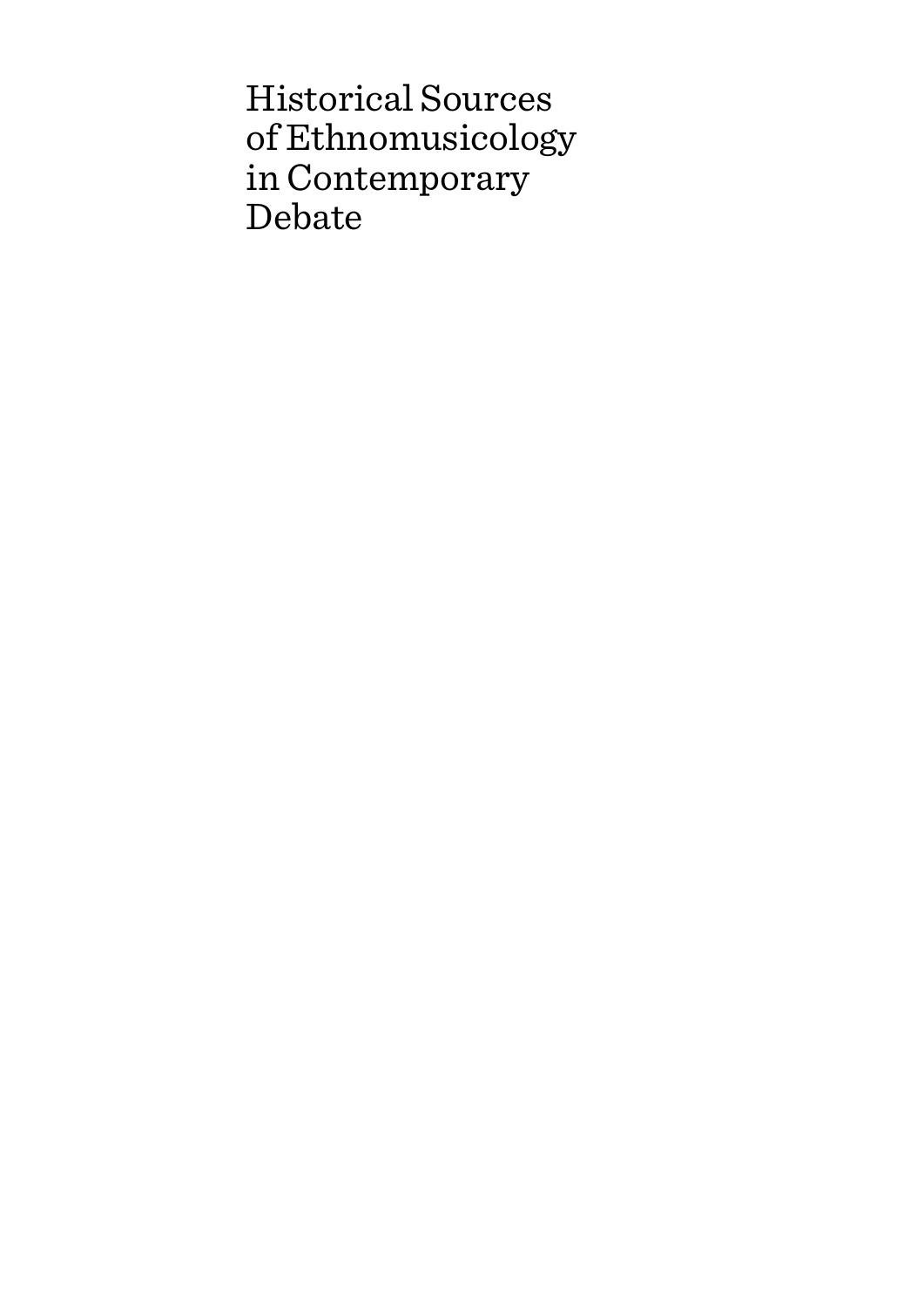# Historical Sources of Ethnomusicology in Contemporary Debate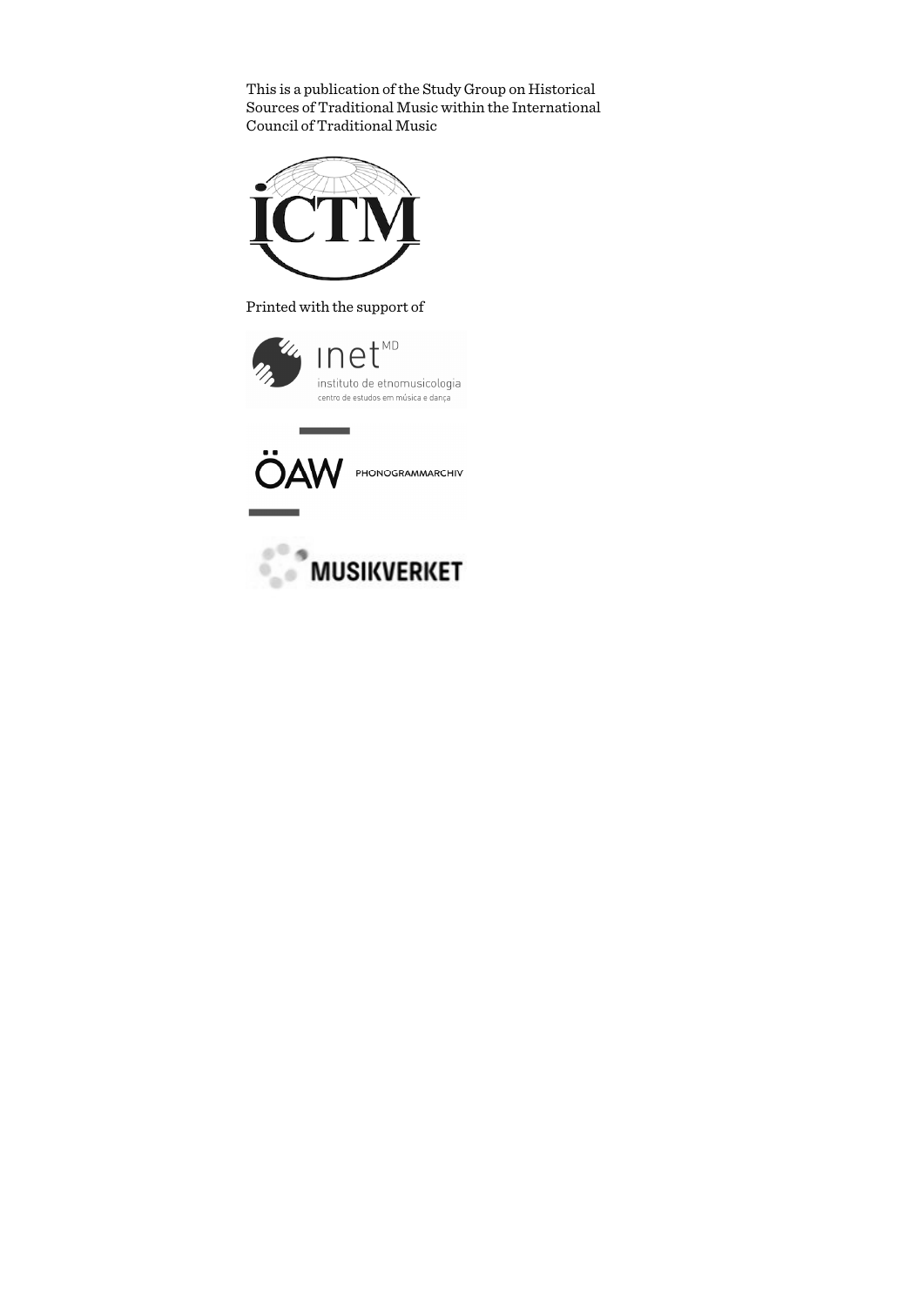This is a publication of the Study Group on Historical Sources of Traditional Music within the International Council of Traditional Music

Printed with the support of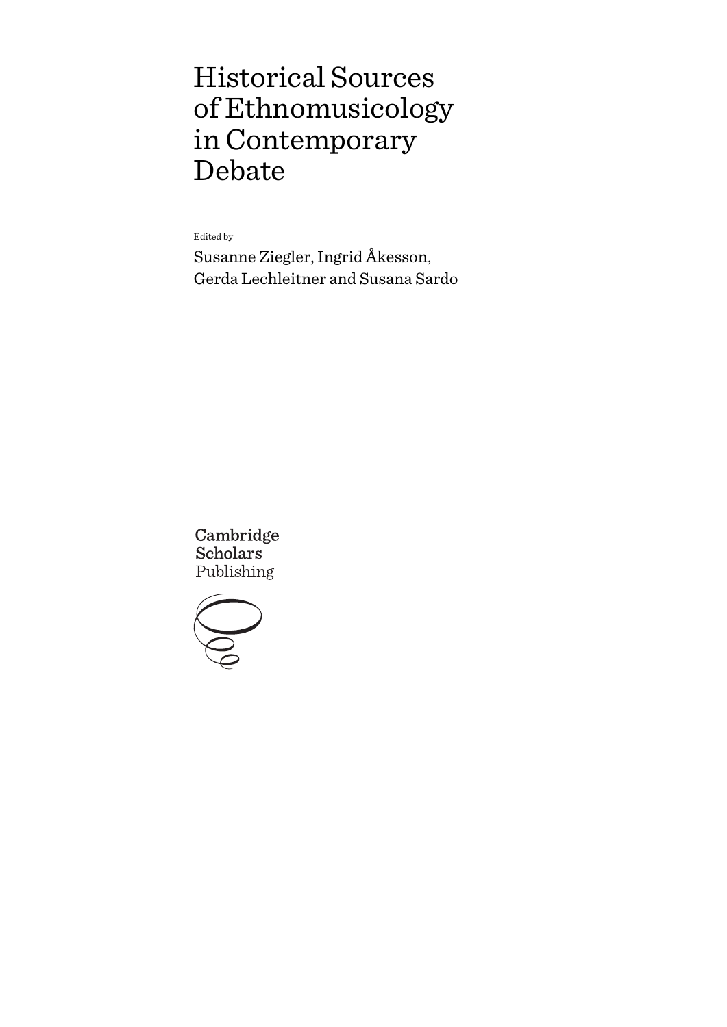# Historical Sources of Ethnomusicology in Contemporary Debate

Edited by

Susanne Ziegler, Ingrid Åkesson, Gerda Lechleitner and Susana Sardo

Cambridge Scholars Publishing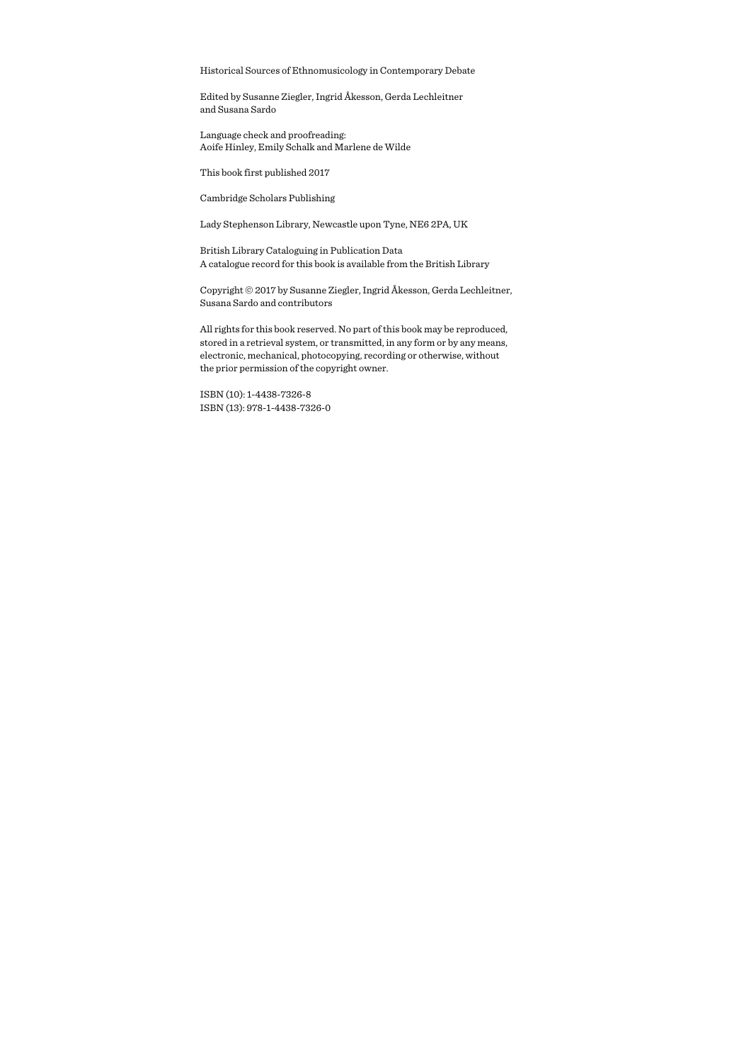Historical Sources of Ethnomusicology in Contemporary Debate

Edited by Susanne Ziegler, Ingrid Åkesson, Gerda Lechleitner and Susana Sardo

Language check and proofreading:
Aoife Hinley, Emily Schalk and Marlene de Wilde

This book first published 2017

Cambridge Scholars Publishing

Lady Stephenson Library, Newcastle upon Tyne, NE6 2PA, UK

British Library Cataloguing in Publication Data
A catalogue record for this book is available from the British Library

Copyright © 2017 by Susanne Ziegler, Ingrid Åkesson, Gerda Lechleitner, Susana Sardo and contributors

All rights for this book reserved. No part of this book may be reproduced, stored in a retrieval system, or transmitted, in any form or by any means, electronic, mechanical, photocopying, recording or otherwise, without the prior permission of the copyright owner.

ISBN (10): 1-4438-7326-8
ISBN (13): 978-1-4438-7326-0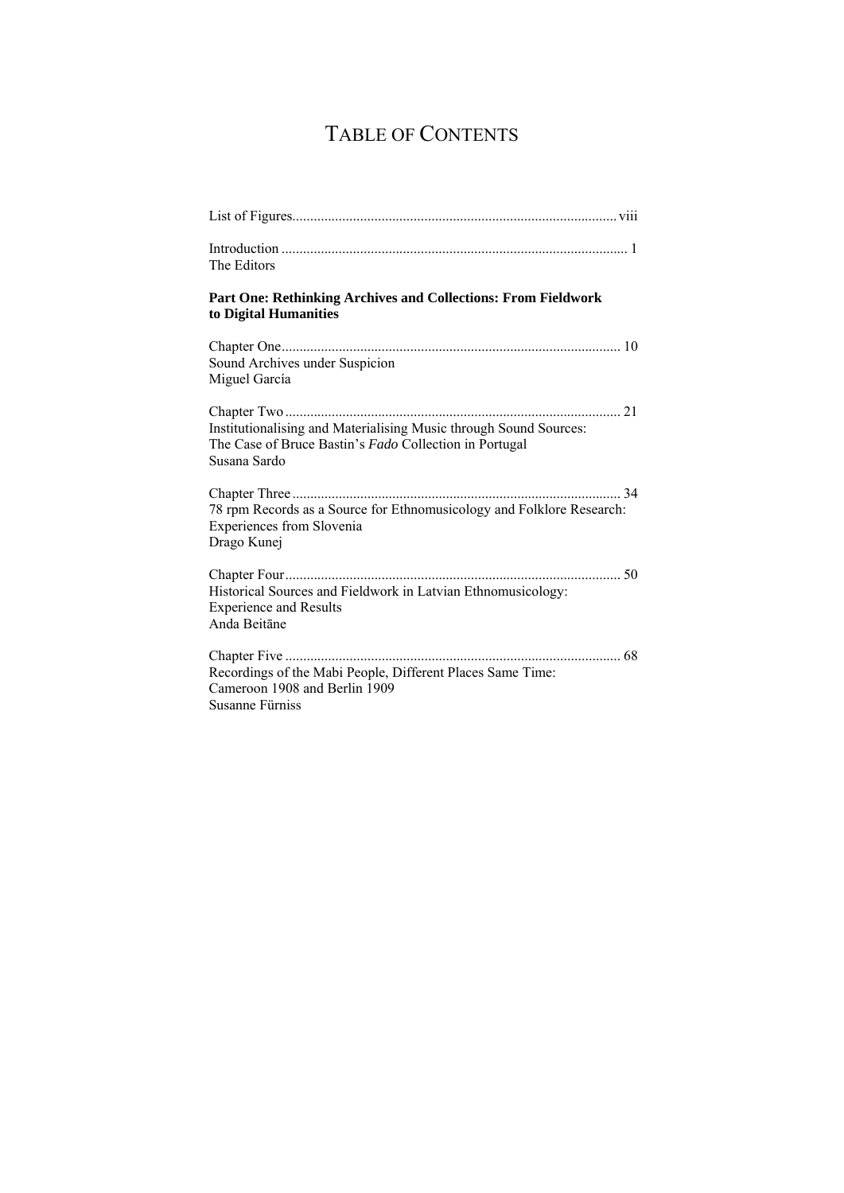# TABLE OF CONTENTS

List of Figures........................................................................................ viii

Introduction ............................................................................................... 1
The Editors

**Part One: Rethinking Archives and Collections: From Fieldwork to Digital Humanities**

Chapter One............................................................................................. 10
Sound Archives under Suspicion
Miguel García

Chapter Two ............................................................................................ 21
Institutionalising and Materialising Music through Sound Sources:
The Case of Bruce Bastin's *Fado* Collection in Portugal
Susana Sardo

Chapter Three .......................................................................................... 34
78 rpm Records as a Source for Ethnomusicology and Folklore Research:
Experiences from Slovenia
Drago Kunej

Chapter Four............................................................................................ 50
Historical Sources and Fieldwork in Latvian Ethnomusicology:
Experience and Results
Anda Beitāne

Chapter Five ............................................................................................ 68
Recordings of the Mabi People, Different Places Same Time:
Cameroon 1908 and Berlin 1909
Susanne Fürniss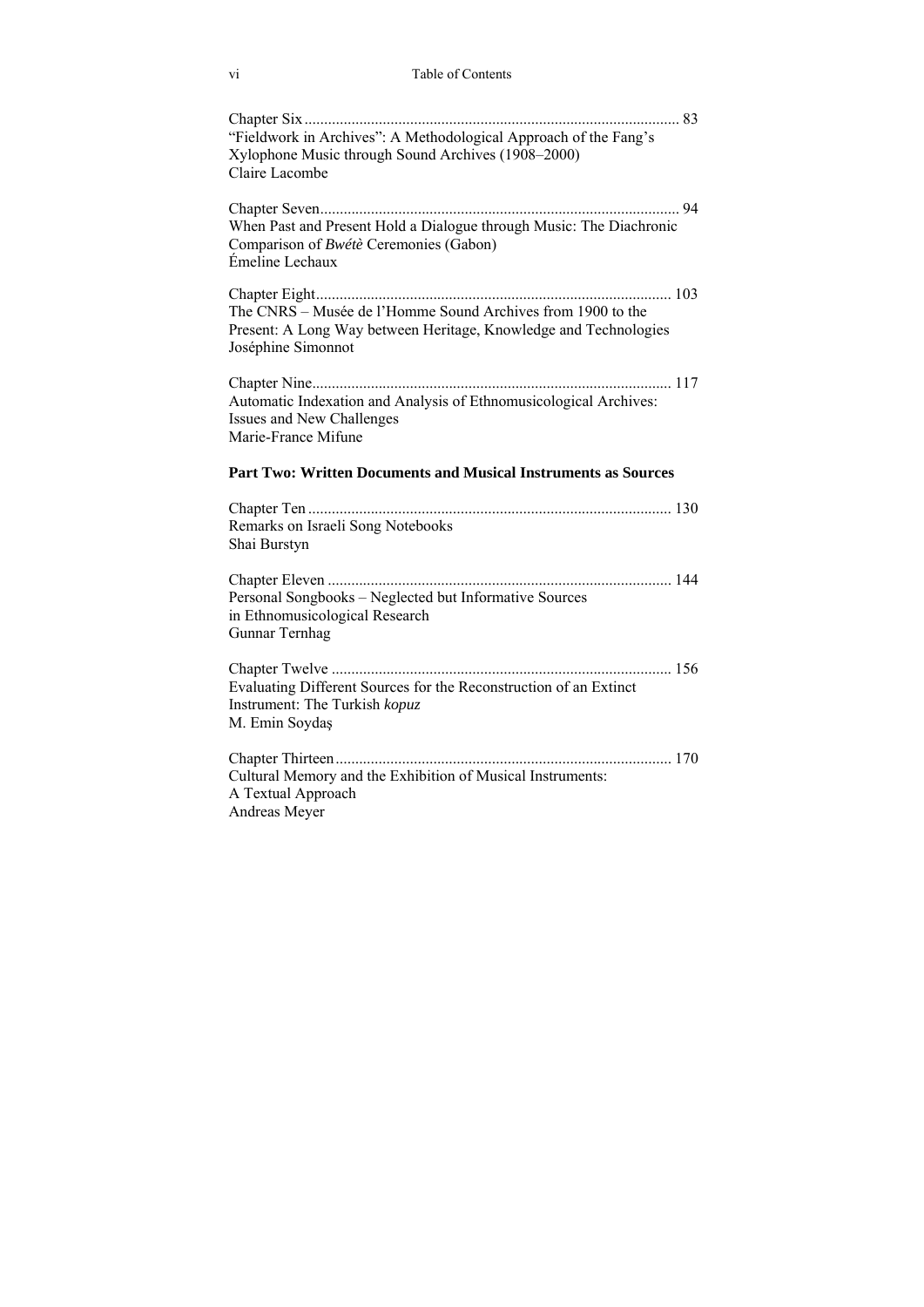Chapter Six ............................................................................................... 83
"Fieldwork in Archives": A Methodological Approach of the Fang's Xylophone Music through Sound Archives (1908–2000)
Claire Lacombe

Chapter Seven.......................................................................................... 94
When Past and Present Hold a Dialogue through Music: The Diachronic Comparison of *Bwétè* Ceremonies (Gabon)
Émeline Lechaux

Chapter Eight......................................................................................... 103
The CNRS – Musée de l'Homme Sound Archives from 1900 to the Present: A Long Way between Heritage, Knowledge and Technologies
Joséphine Simonnot

Chapter Nine.......................................................................................... 117
Automatic Indexation and Analysis of Ethnomusicological Archives: Issues and New Challenges
Marie-France Mifune

## Part Two: Written Documents and Musical Instruments as Sources

Chapter Ten ........................................................................................... 130
Remarks on Israeli Song Notebooks
Shai Burstyn

Chapter Eleven ....................................................................................... 144
Personal Songbooks – Neglected but Informative Sources in Ethnomusicological Research
Gunnar Ternhag

Chapter Twelve ...................................................................................... 156
Evaluating Different Sources for the Reconstruction of an Extinct Instrument: The Turkish *kopuz*
M. Emin Soydaş

Chapter Thirteen.................................................................................... 170
Cultural Memory and the Exhibition of Musical Instruments: A Textual Approach
Andreas Meyer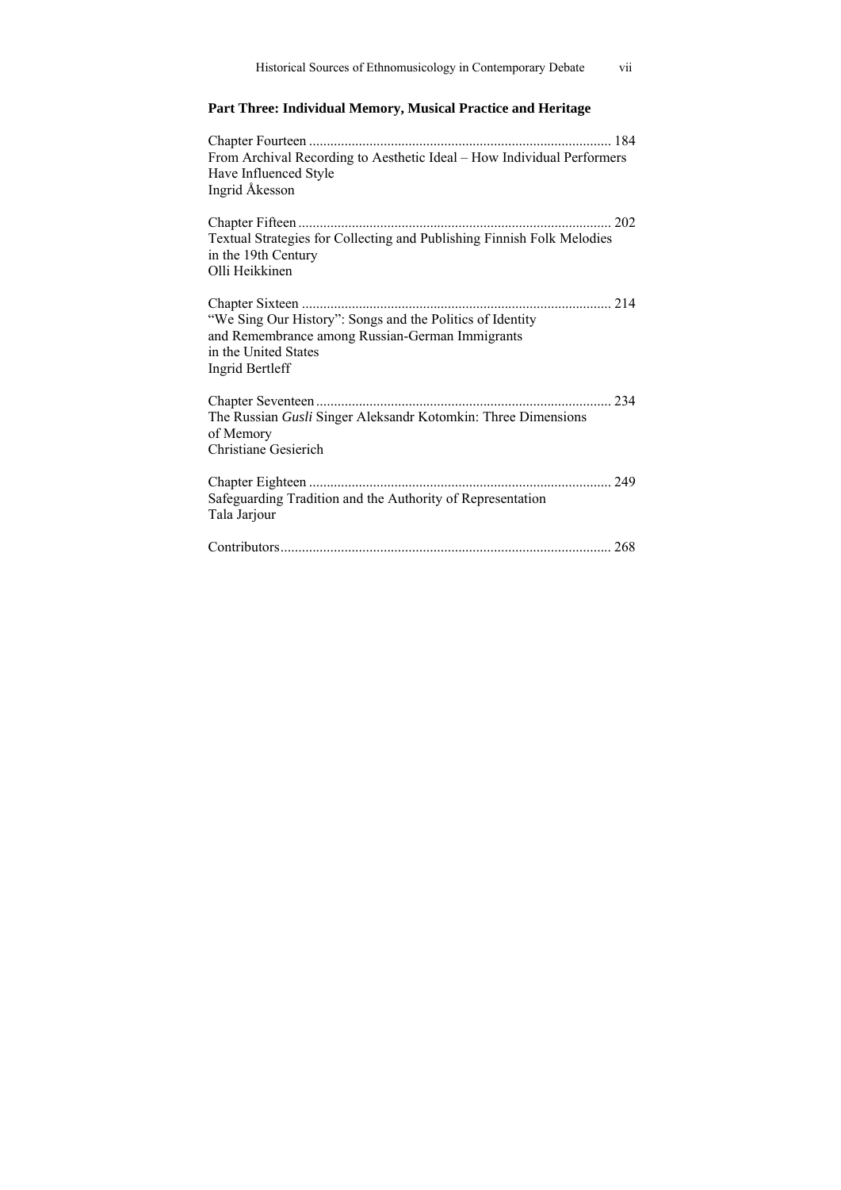## Part Three: Individual Memory, Musical Practice and Heritage

Chapter Fourteen .................................................................................... 184
From Archival Recording to Aesthetic Ideal – How Individual Performers Have Influenced Style
Ingrid Åkesson

Chapter Fifteen ....................................................................................... 202
Textual Strategies for Collecting and Publishing Finnish Folk Melodies in the 19th Century
Olli Heikkinen

Chapter Sixteen ...................................................................................... 214
"We Sing Our History": Songs and the Politics of Identity and Remembrance among Russian-German Immigrants in the United States
Ingrid Bertleff

Chapter Seventeen .................................................................................. 234
The Russian *Gusli* Singer Aleksandr Kotomkin: Three Dimensions of Memory
Christiane Gesierich

Chapter Eighteen .................................................................................... 249
Safeguarding Tradition and the Authority of Representation
Tala Jarjour

Contributors............................................................................................ 268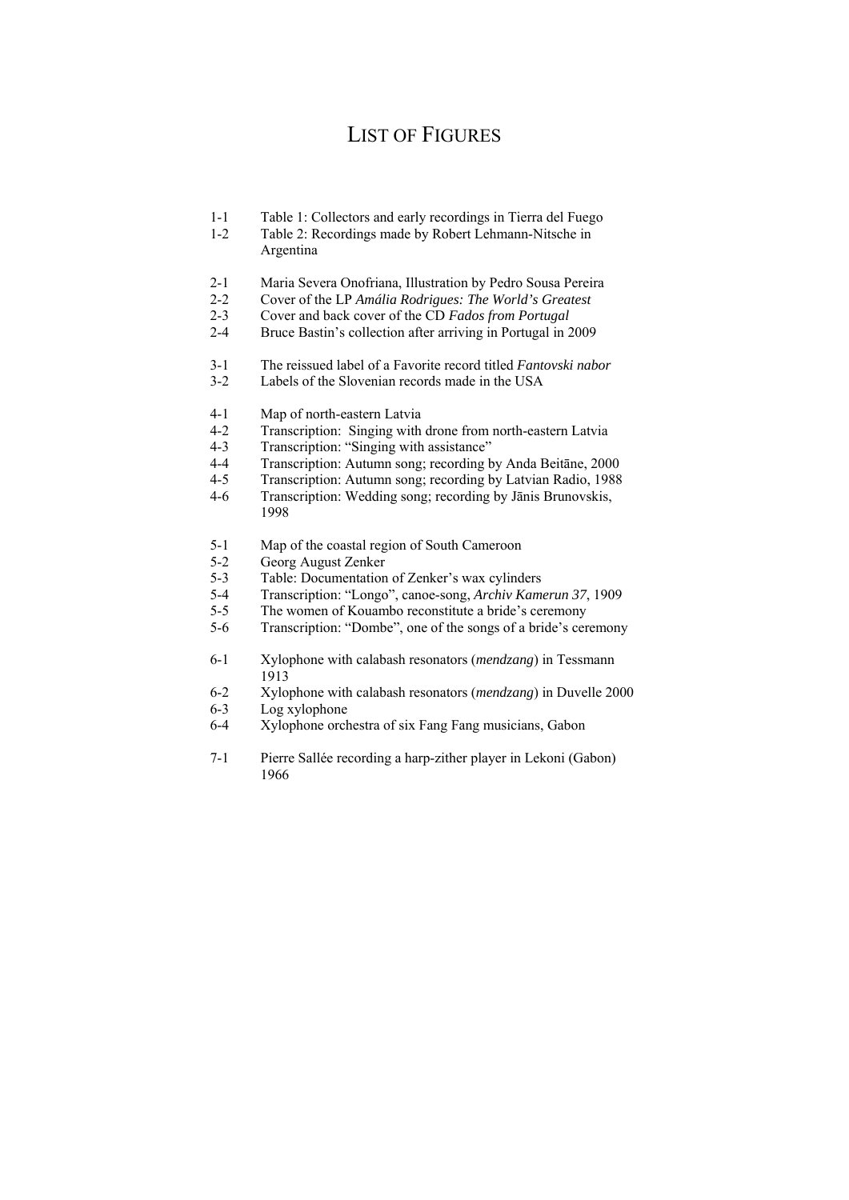# List of Figures

1-1 Table 1: Collectors and early recordings in Tierra del Fuego
1-2 Table 2: Recordings made by Robert Lehmann-Nitsche in Argentina

2-1 Maria Severa Onofriana, Illustration by Pedro Sousa Pereira
2-2 Cover of the LP *Amália Rodrigues: The World's Greatest*
2-3 Cover and back cover of the CD *Fados from Portugal*
2-4 Bruce Bastin's collection after arriving in Portugal in 2009

3-1 The reissued label of a Favorite record titled *Fantovski nabor*
3-2 Labels of the Slovenian records made in the USA

4-1 Map of north-eastern Latvia
4-2 Transcription: Singing with drone from north-eastern Latvia
4-3 Transcription: "Singing with assistance"
4-4 Transcription: Autumn song; recording by Anda Beitāne, 2000
4-5 Transcription: Autumn song; recording by Latvian Radio, 1988
4-6 Transcription: Wedding song; recording by Jānis Brunovskis, 1998

5-1 Map of the coastal region of South Cameroon
5-2 Georg August Zenker
5-3 Table: Documentation of Zenker's wax cylinders
5-4 Transcription: "Longo", canoe-song, *Archiv Kamerun 37*, 1909
5-5 The women of Kouambo reconstitute a bride's ceremony
5-6 Transcription: "Dombe", one of the songs of a bride's ceremony

6-1 Xylophone with calabash resonators (*mendzang*) in Tessmann 1913
6-2 Xylophone with calabash resonators (*mendzang*) in Duvelle 2000
6-3 Log xylophone
6-4 Xylophone orchestra of six Fang Fang musicians, Gabon

7-1 Pierre Sallée recording a harp-zither player in Lekoni (Gabon) 1966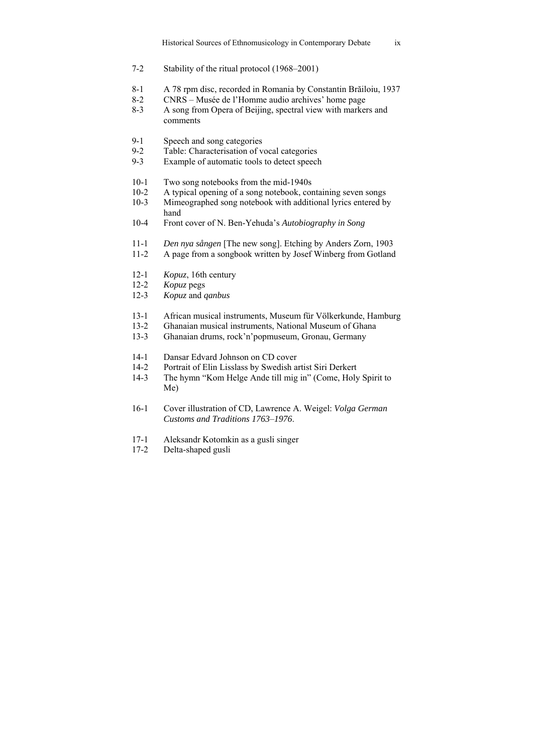7-2 Stability of the ritual protocol (1968–2001)

8-1 A 78 rpm disc, recorded in Romania by Constantin Brăiloiu, 1937
8-2 CNRS – Musée de l'Homme audio archives' home page
8-3 A song from Opera of Beijing, spectral view with markers and comments

9-1 Speech and song categories
9-2 Table: Characterisation of vocal categories
9-3 Example of automatic tools to detect speech

10-1 Two song notebooks from the mid-1940s
10-2 A typical opening of a song notebook, containing seven songs
10-3 Mimeographed song notebook with additional lyrics entered by hand
10-4 Front cover of N. Ben-Yehuda's *Autobiography in Song*

11-1 *Den nya sången* [The new song]. Etching by Anders Zorn, 1903
11-2 A page from a songbook written by Josef Winberg from Gotland

12-1 *Kopuz*, 16th century
12-2 *Kopuz* pegs
12-3 *Kopuz* and *qanbus*

13-1 African musical instruments, Museum für Völkerkunde, Hamburg
13-2 Ghanaian musical instruments, National Museum of Ghana
13-3 Ghanaian drums, rock'n'popmuseum, Gronau, Germany

14-1 Dansar Edvard Johnson on CD cover
14-2 Portrait of Elin Lisslass by Swedish artist Siri Derkert
14-3 The hymn "Kom Helge Ande till mig in" (Come, Holy Spirit to Me)

16-1 Cover illustration of CD, Lawrence A. Weigel: *Volga German Customs and Traditions 1763–1976*.

17-1 Aleksandr Kotomkin as a gusli singer
17-2 Delta-shaped gusli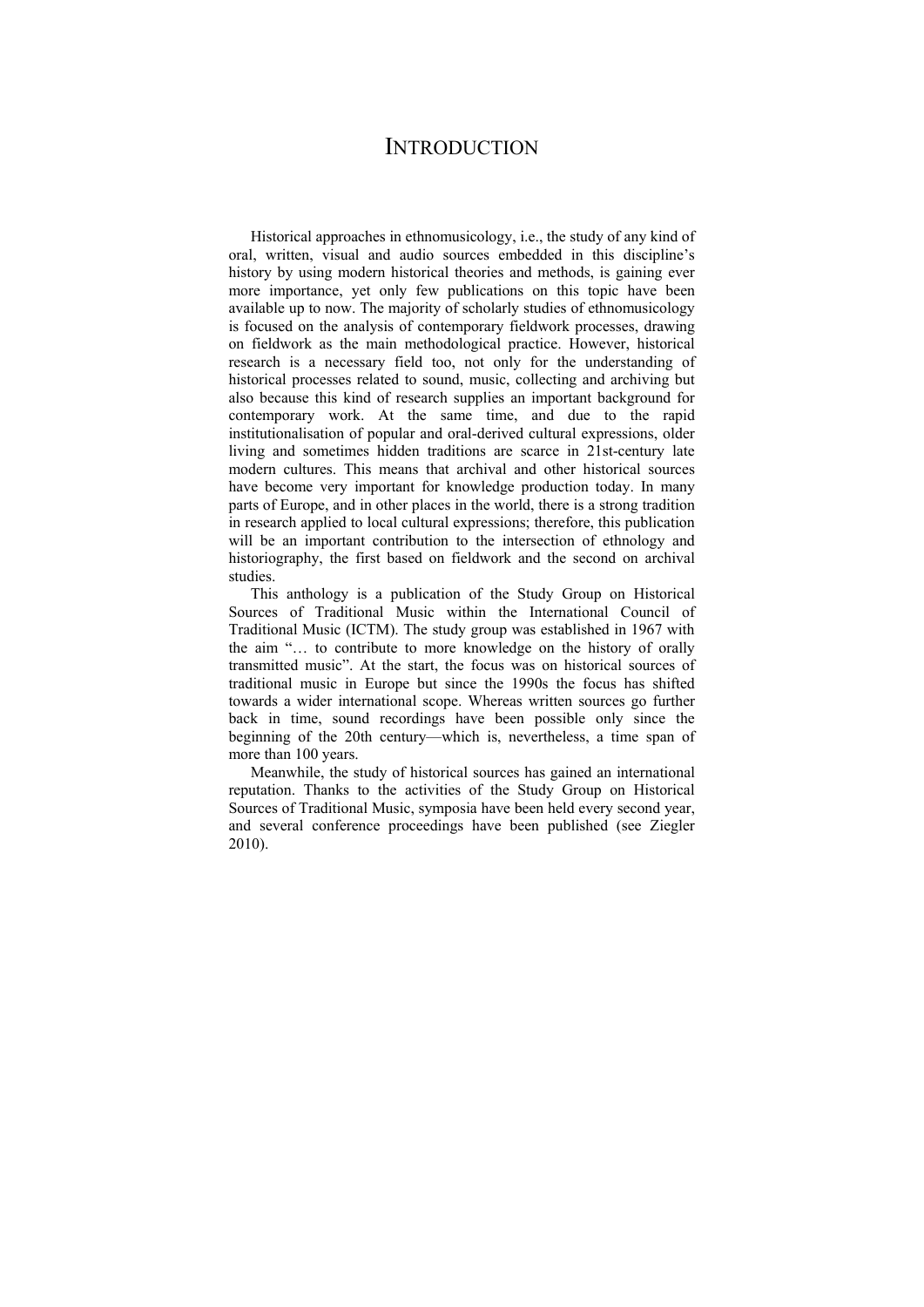# INTRODUCTION

Historical approaches in ethnomusicology, i.e., the study of any kind of oral, written, visual and audio sources embedded in this discipline's history by using modern historical theories and methods, is gaining ever more importance, yet only few publications on this topic have been available up to now. The majority of scholarly studies of ethnomusicology is focused on the analysis of contemporary fieldwork processes, drawing on fieldwork as the main methodological practice. However, historical research is a necessary field too, not only for the understanding of historical processes related to sound, music, collecting and archiving but also because this kind of research supplies an important background for contemporary work. At the same time, and due to the rapid institutionalisation of popular and oral-derived cultural expressions, older living and sometimes hidden traditions are scarce in 21st-century late modern cultures. This means that archival and other historical sources have become very important for knowledge production today. In many parts of Europe, and in other places in the world, there is a strong tradition in research applied to local cultural expressions; therefore, this publication will be an important contribution to the intersection of ethnology and historiography, the first based on fieldwork and the second on archival studies.

This anthology is a publication of the Study Group on Historical Sources of Traditional Music within the International Council of Traditional Music (ICTM). The study group was established in 1967 with the aim "… to contribute to more knowledge on the history of orally transmitted music". At the start, the focus was on historical sources of traditional music in Europe but since the 1990s the focus has shifted towards a wider international scope. Whereas written sources go further back in time, sound recordings have been possible only since the beginning of the 20th century—which is, nevertheless, a time span of more than 100 years.

Meanwhile, the study of historical sources has gained an international reputation. Thanks to the activities of the Study Group on Historical Sources of Traditional Music, symposia have been held every second year, and several conference proceedings have been published (see Ziegler 2010).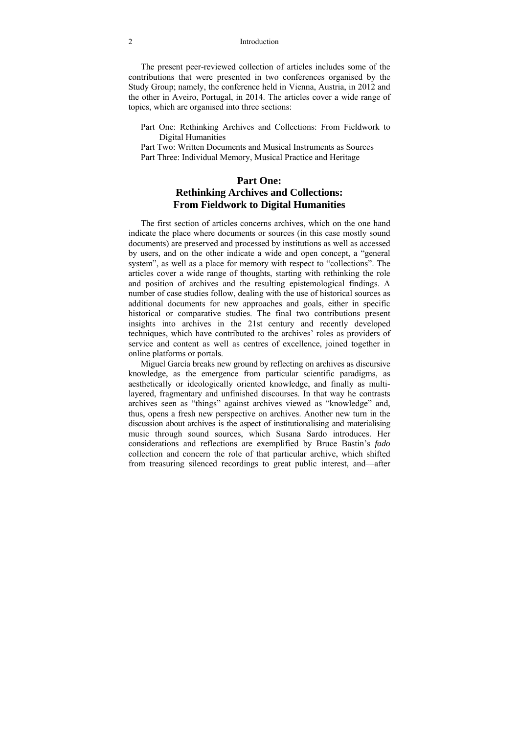The present peer-reviewed collection of articles includes some of the contributions that were presented in two conferences organised by the Study Group; namely, the conference held in Vienna, Austria, in 2012 and the other in Aveiro, Portugal, in 2014. The articles cover a wide range of topics, which are organised into three sections:

Part One: Rethinking Archives and Collections: From Fieldwork to Digital Humanities  
Part Two: Written Documents and Musical Instruments as Sources  
Part Three: Individual Memory, Musical Practice and Heritage

## Part One: Rethinking Archives and Collections: From Fieldwork to Digital Humanities

The first section of articles concerns archives, which on the one hand indicate the place where documents or sources (in this case mostly sound documents) are preserved and processed by institutions as well as accessed by users, and on the other indicate a wide and open concept, a "general system", as well as a place for memory with respect to "collections". The articles cover a wide range of thoughts, starting with rethinking the role and position of archives and the resulting epistemological findings. A number of case studies follow, dealing with the use of historical sources as additional documents for new approaches and goals, either in specific historical or comparative studies. The final two contributions present insights into archives in the 21st century and recently developed techniques, which have contributed to the archives' roles as providers of service and content as well as centres of excellence, joined together in online platforms or portals.

Miguel García breaks new ground by reflecting on archives as discursive knowledge, as the emergence from particular scientific paradigms, as aesthetically or ideologically oriented knowledge, and finally as multi-layered, fragmentary and unfinished discourses. In that way he contrasts archives seen as "things" against archives viewed as "knowledge" and, thus, opens a fresh new perspective on archives. Another new turn in the discussion about archives is the aspect of institutionalising and materialising music through sound sources, which Susana Sardo introduces. Her considerations and reflections are exemplified by Bruce Bastin's *fado* collection and concern the role of that particular archive, which shifted from treasuring silenced recordings to great public interest, and—after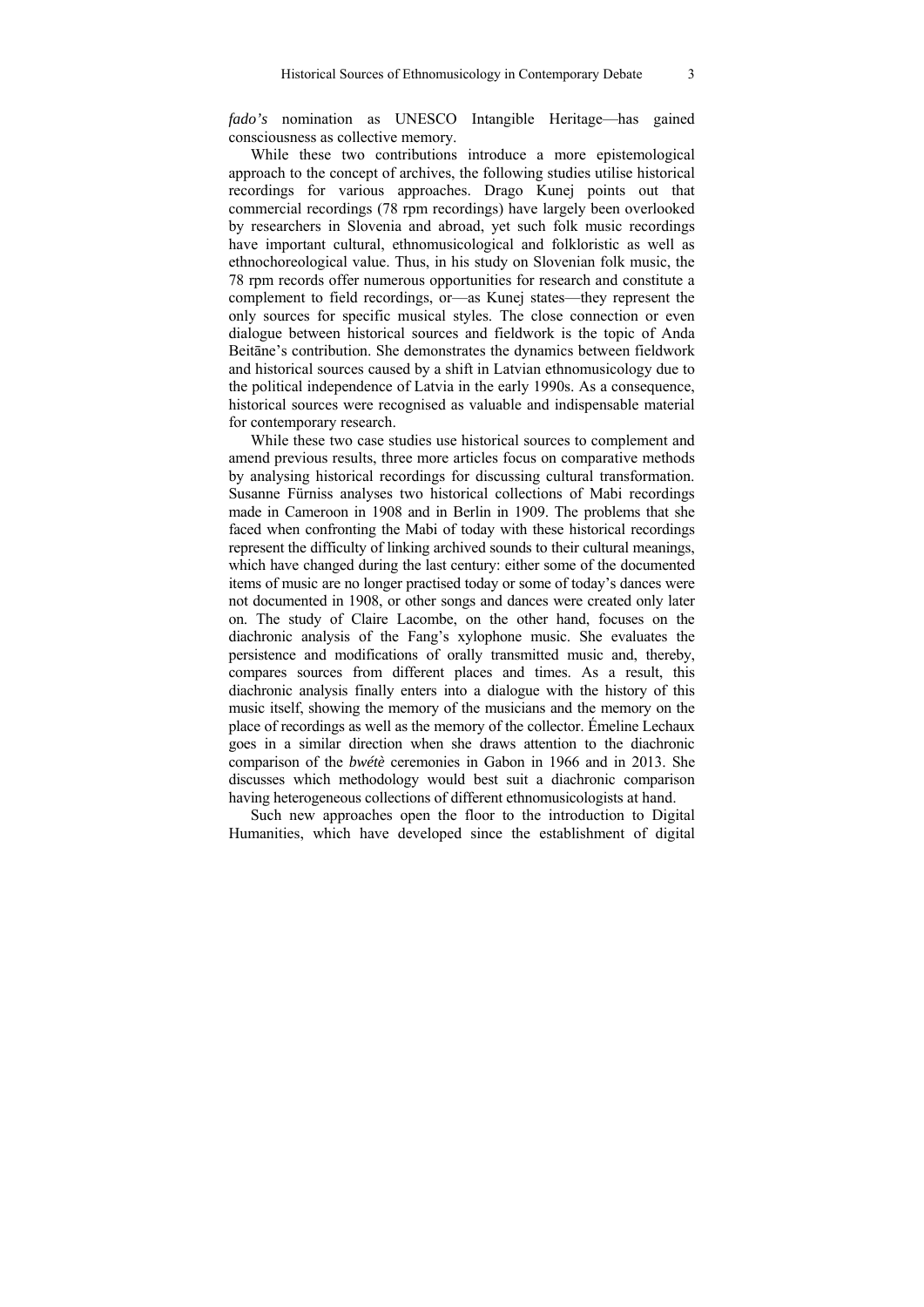*fado's* nomination as UNESCO Intangible Heritage—has gained consciousness as collective memory.

While these two contributions introduce a more epistemological approach to the concept of archives, the following studies utilise historical recordings for various approaches. Drago Kunej points out that commercial recordings (78 rpm recordings) have largely been overlooked by researchers in Slovenia and abroad, yet such folk music recordings have important cultural, ethnomusicological and folkloristic as well as ethnochoreological value. Thus, in his study on Slovenian folk music, the 78 rpm records offer numerous opportunities for research and constitute a complement to field recordings, or—as Kunej states—they represent the only sources for specific musical styles. The close connection or even dialogue between historical sources and fieldwork is the topic of Anda Beitāne's contribution. She demonstrates the dynamics between fieldwork and historical sources caused by a shift in Latvian ethnomusicology due to the political independence of Latvia in the early 1990s. As a consequence, historical sources were recognised as valuable and indispensable material for contemporary research.

While these two case studies use historical sources to complement and amend previous results, three more articles focus on comparative methods by analysing historical recordings for discussing cultural transformation. Susanne Fürniss analyses two historical collections of Mabi recordings made in Cameroon in 1908 and in Berlin in 1909. The problems that she faced when confronting the Mabi of today with these historical recordings represent the difficulty of linking archived sounds to their cultural meanings, which have changed during the last century: either some of the documented items of music are no longer practised today or some of today's dances were not documented in 1908, or other songs and dances were created only later on. The study of Claire Lacombe, on the other hand, focuses on the diachronic analysis of the Fang's xylophone music. She evaluates the persistence and modifications of orally transmitted music and, thereby, compares sources from different places and times. As a result, this diachronic analysis finally enters into a dialogue with the history of this music itself, showing the memory of the musicians and the memory on the place of recordings as well as the memory of the collector. Émeline Lechaux goes in a similar direction when she draws attention to the diachronic comparison of the *bwétè* ceremonies in Gabon in 1966 and in 2013. She discusses which methodology would best suit a diachronic comparison having heterogeneous collections of different ethnomusicologists at hand.

Such new approaches open the floor to the introduction to Digital Humanities, which have developed since the establishment of digital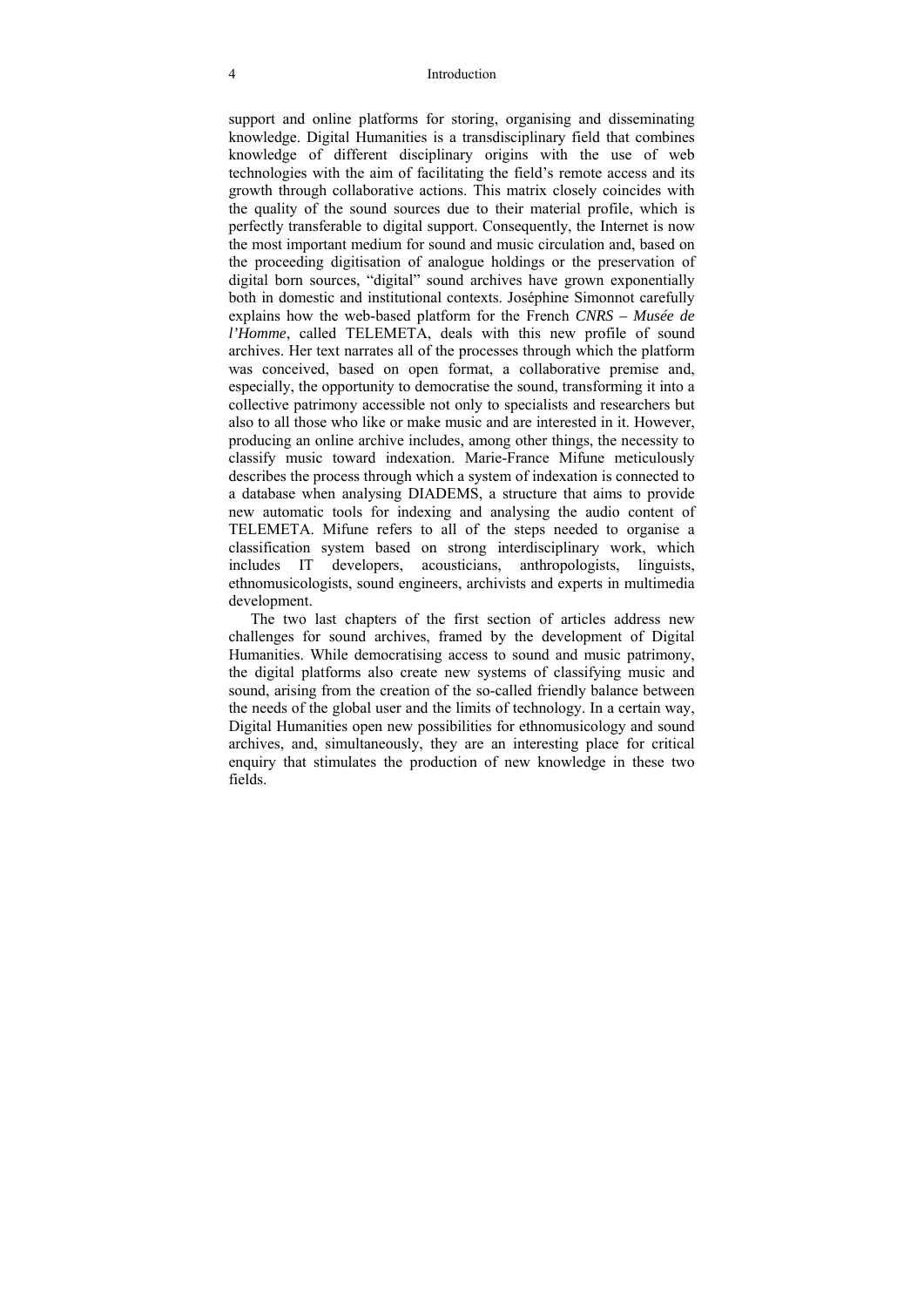support and online platforms for storing, organising and disseminating knowledge. Digital Humanities is a transdisciplinary field that combines knowledge of different disciplinary origins with the use of web technologies with the aim of facilitating the field's remote access and its growth through collaborative actions. This matrix closely coincides with the quality of the sound sources due to their material profile, which is perfectly transferable to digital support. Consequently, the Internet is now the most important medium for sound and music circulation and, based on the proceeding digitisation of analogue holdings or the preservation of digital born sources, "digital" sound archives have grown exponentially both in domestic and institutional contexts. Joséphine Simonnot carefully explains how the web-based platform for the French *CNRS – Musée de l'Homme*, called TELEMETA, deals with this new profile of sound archives. Her text narrates all of the processes through which the platform was conceived, based on open format, a collaborative premise and, especially, the opportunity to democratise the sound, transforming it into a collective patrimony accessible not only to specialists and researchers but also to all those who like or make music and are interested in it. However, producing an online archive includes, among other things, the necessity to classify music toward indexation. Marie-France Mifune meticulously describes the process through which a system of indexation is connected to a database when analysing DIADEMS, a structure that aims to provide new automatic tools for indexing and analysing the audio content of TELEMETA. Mifune refers to all of the steps needed to organise a classification system based on strong interdisciplinary work, which includes IT developers, acousticians, anthropologists, linguists, ethnomusicologists, sound engineers, archivists and experts in multimedia development.

The two last chapters of the first section of articles address new challenges for sound archives, framed by the development of Digital Humanities. While democratising access to sound and music patrimony, the digital platforms also create new systems of classifying music and sound, arising from the creation of the so-called friendly balance between the needs of the global user and the limits of technology. In a certain way, Digital Humanities open new possibilities for ethnomusicology and sound archives, and, simultaneously, they are an interesting place for critical enquiry that stimulates the production of new knowledge in these two fields.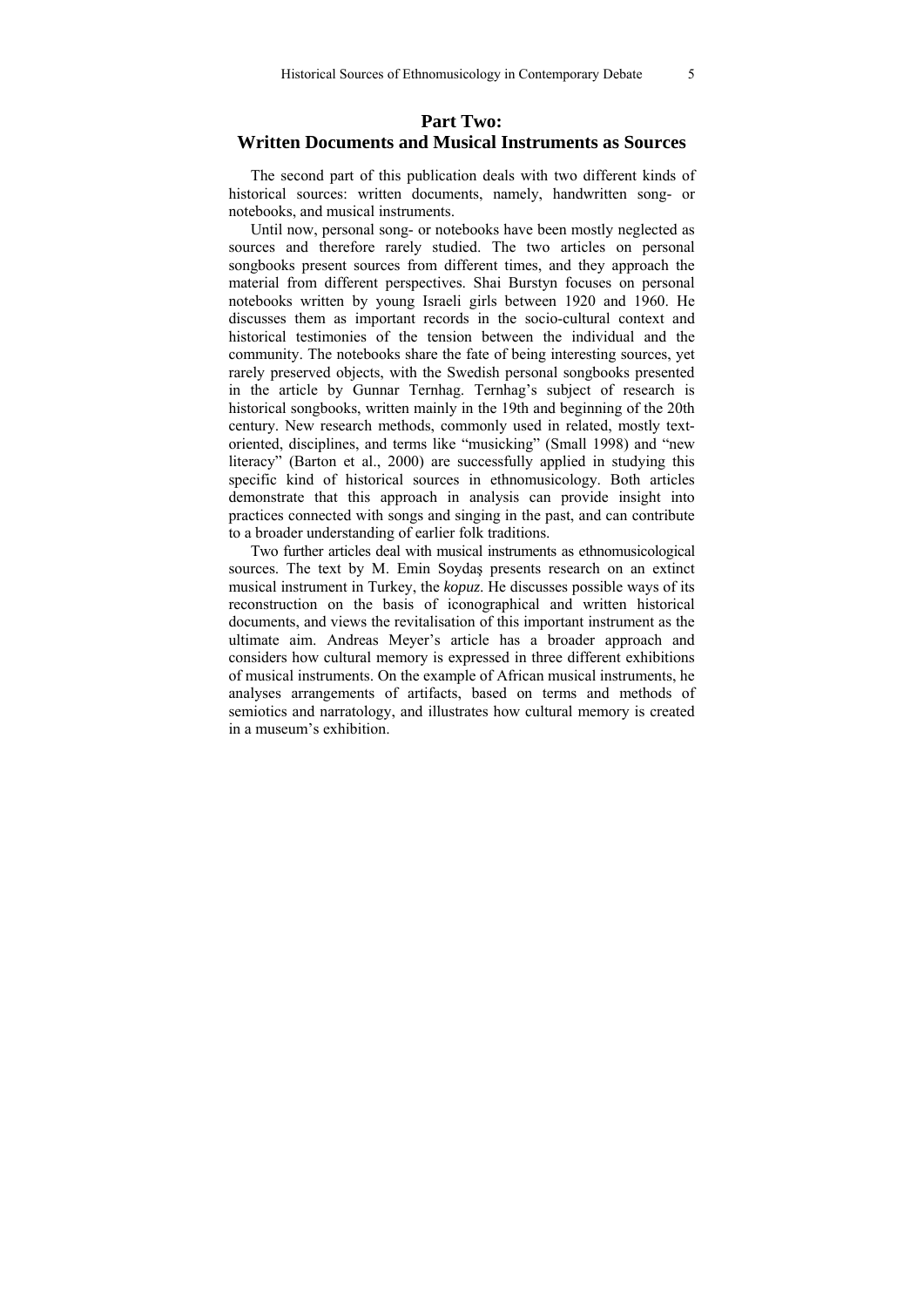## Part Two:
## Written Documents and Musical Instruments as Sources

The second part of this publication deals with two different kinds of historical sources: written documents, namely, handwritten song- or notebooks, and musical instruments.

Until now, personal song- or notebooks have been mostly neglected as sources and therefore rarely studied. The two articles on personal songbooks present sources from different times, and they approach the material from different perspectives. Shai Burstyn focuses on personal notebooks written by young Israeli girls between 1920 and 1960. He discusses them as important records in the socio-cultural context and historical testimonies of the tension between the individual and the community. The notebooks share the fate of being interesting sources, yet rarely preserved objects, with the Swedish personal songbooks presented in the article by Gunnar Ternhag. Ternhag's subject of research is historical songbooks, written mainly in the 19th and beginning of the 20th century. New research methods, commonly used in related, mostly text-oriented, disciplines, and terms like "musicking" (Small 1998) and "new literacy" (Barton et al., 2000) are successfully applied in studying this specific kind of historical sources in ethnomusicology. Both articles demonstrate that this approach in analysis can provide insight into practices connected with songs and singing in the past, and can contribute to a broader understanding of earlier folk traditions.

Two further articles deal with musical instruments as ethnomusicological sources. The text by M. Emin Soydaş presents research on an extinct musical instrument in Turkey, the *kopuz*. He discusses possible ways of its reconstruction on the basis of iconographical and written historical documents, and views the revitalisation of this important instrument as the ultimate aim. Andreas Meyer's article has a broader approach and considers how cultural memory is expressed in three different exhibitions of musical instruments. On the example of African musical instruments, he analyses arrangements of artifacts, based on terms and methods of semiotics and narratology, and illustrates how cultural memory is created in a museum's exhibition.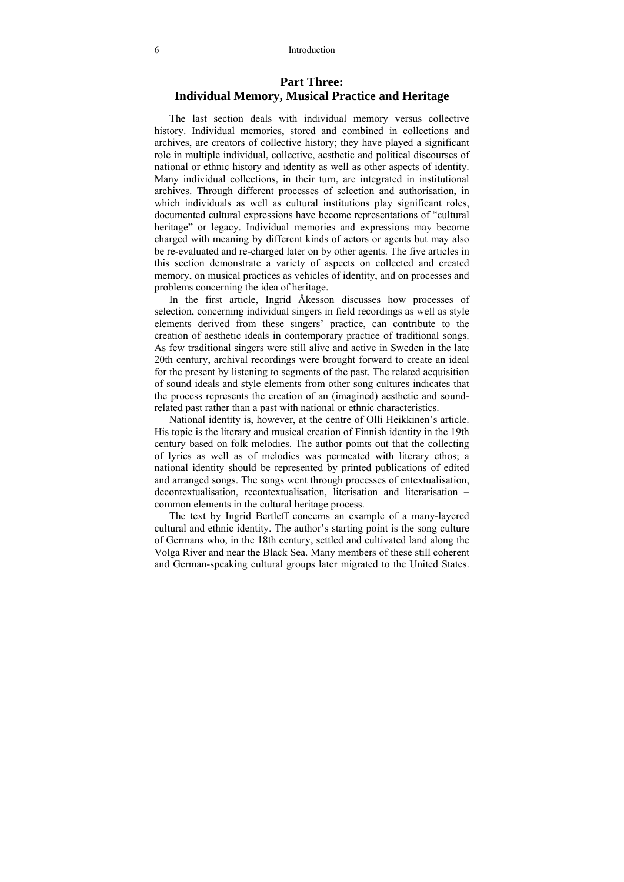## Part Three: Individual Memory, Musical Practice and Heritage

The last section deals with individual memory versus collective history. Individual memories, stored and combined in collections and archives, are creators of collective history; they have played a significant role in multiple individual, collective, aesthetic and political discourses of national or ethnic history and identity as well as other aspects of identity. Many individual collections, in their turn, are integrated in institutional archives. Through different processes of selection and authorisation, in which individuals as well as cultural institutions play significant roles, documented cultural expressions have become representations of "cultural heritage" or legacy. Individual memories and expressions may become charged with meaning by different kinds of actors or agents but may also be re-evaluated and re-charged later on by other agents. The five articles in this section demonstrate a variety of aspects on collected and created memory, on musical practices as vehicles of identity, and on processes and problems concerning the idea of heritage.

In the first article, Ingrid Åkesson discusses how processes of selection, concerning individual singers in field recordings as well as style elements derived from these singers' practice, can contribute to the creation of aesthetic ideals in contemporary practice of traditional songs. As few traditional singers were still alive and active in Sweden in the late 20th century, archival recordings were brought forward to create an ideal for the present by listening to segments of the past. The related acquisition of sound ideals and style elements from other song cultures indicates that the process represents the creation of an (imagined) aesthetic and sound-related past rather than a past with national or ethnic characteristics.

National identity is, however, at the centre of Olli Heikkinen's article. His topic is the literary and musical creation of Finnish identity in the 19th century based on folk melodies. The author points out that the collecting of lyrics as well as of melodies was permeated with literary ethos; a national identity should be represented by printed publications of edited and arranged songs. The songs went through processes of entextualisation, decontextualisation, recontextualisation, literisation and literarisation – common elements in the cultural heritage process.

The text by Ingrid Bertleff concerns an example of a many-layered cultural and ethnic identity. The author's starting point is the song culture of Germans who, in the 18th century, settled and cultivated land along the Volga River and near the Black Sea. Many members of these still coherent and German-speaking cultural groups later migrated to the United States.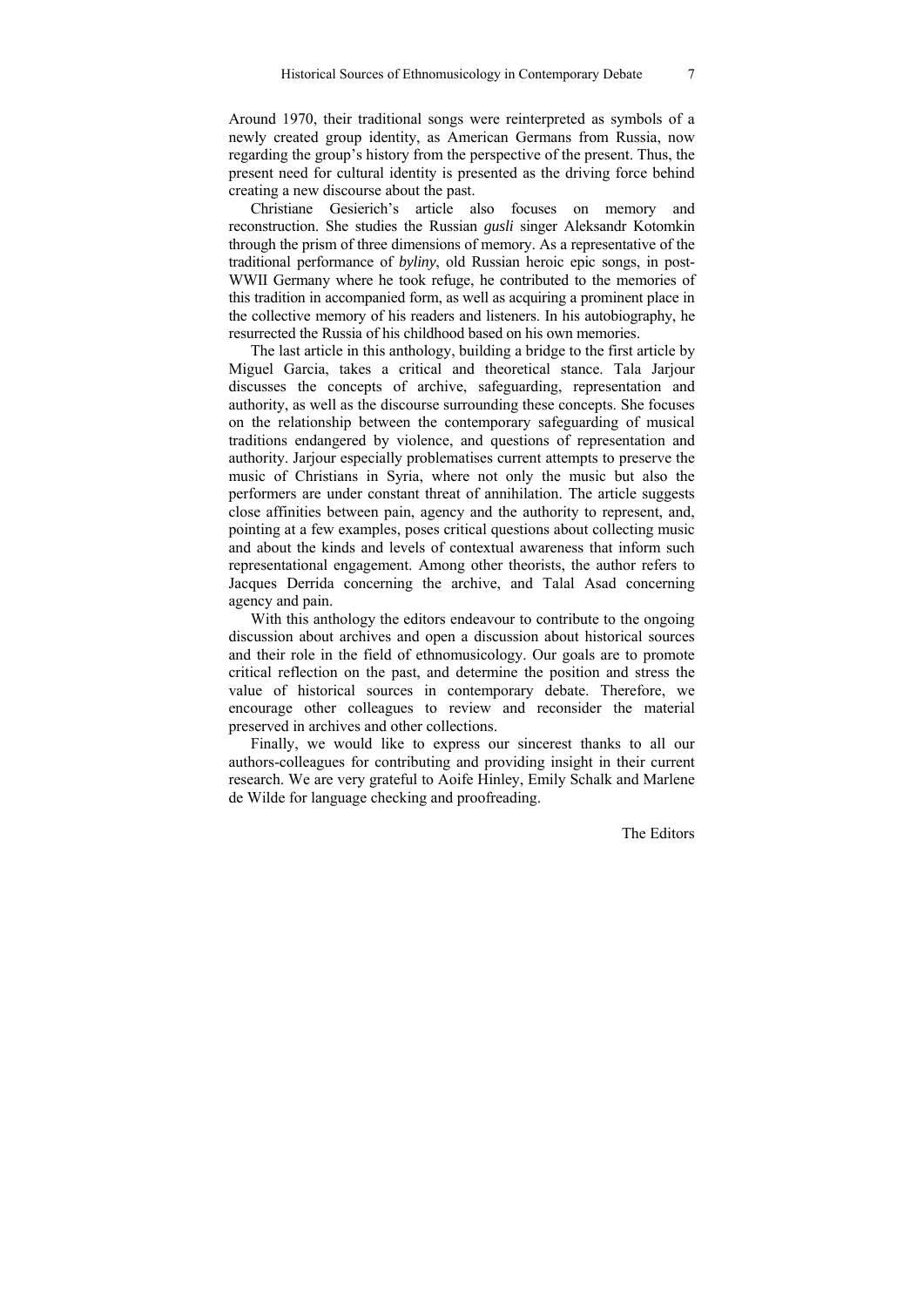Around 1970, their traditional songs were reinterpreted as symbols of a newly created group identity, as American Germans from Russia, now regarding the group's history from the perspective of the present. Thus, the present need for cultural identity is presented as the driving force behind creating a new discourse about the past.

Christiane Gesierich's article also focuses on memory and reconstruction. She studies the Russian *gusli* singer Aleksandr Kotomkin through the prism of three dimensions of memory. As a representative of the traditional performance of *byliny*, old Russian heroic epic songs, in post-WWII Germany where he took refuge, he contributed to the memories of this tradition in accompanied form, as well as acquiring a prominent place in the collective memory of his readers and listeners. In his autobiography, he resurrected the Russia of his childhood based on his own memories.

The last article in this anthology, building a bridge to the first article by Miguel Garcia, takes a critical and theoretical stance. Tala Jarjour discusses the concepts of archive, safeguarding, representation and authority, as well as the discourse surrounding these concepts. She focuses on the relationship between the contemporary safeguarding of musical traditions endangered by violence, and questions of representation and authority. Jarjour especially problematises current attempts to preserve the music of Christians in Syria, where not only the music but also the performers are under constant threat of annihilation. The article suggests close affinities between pain, agency and the authority to represent, and, pointing at a few examples, poses critical questions about collecting music and about the kinds and levels of contextual awareness that inform such representational engagement. Among other theorists, the author refers to Jacques Derrida concerning the archive, and Talal Asad concerning agency and pain.

With this anthology the editors endeavour to contribute to the ongoing discussion about archives and open a discussion about historical sources and their role in the field of ethnomusicology. Our goals are to promote critical reflection on the past, and determine the position and stress the value of historical sources in contemporary debate. Therefore, we encourage other colleagues to review and reconsider the material preserved in archives and other collections.

Finally, we would like to express our sincerest thanks to all our authors-colleagues for contributing and providing insight in their current research. We are very grateful to Aoife Hinley, Emily Schalk and Marlene de Wilde for language checking and proofreading.

The Editors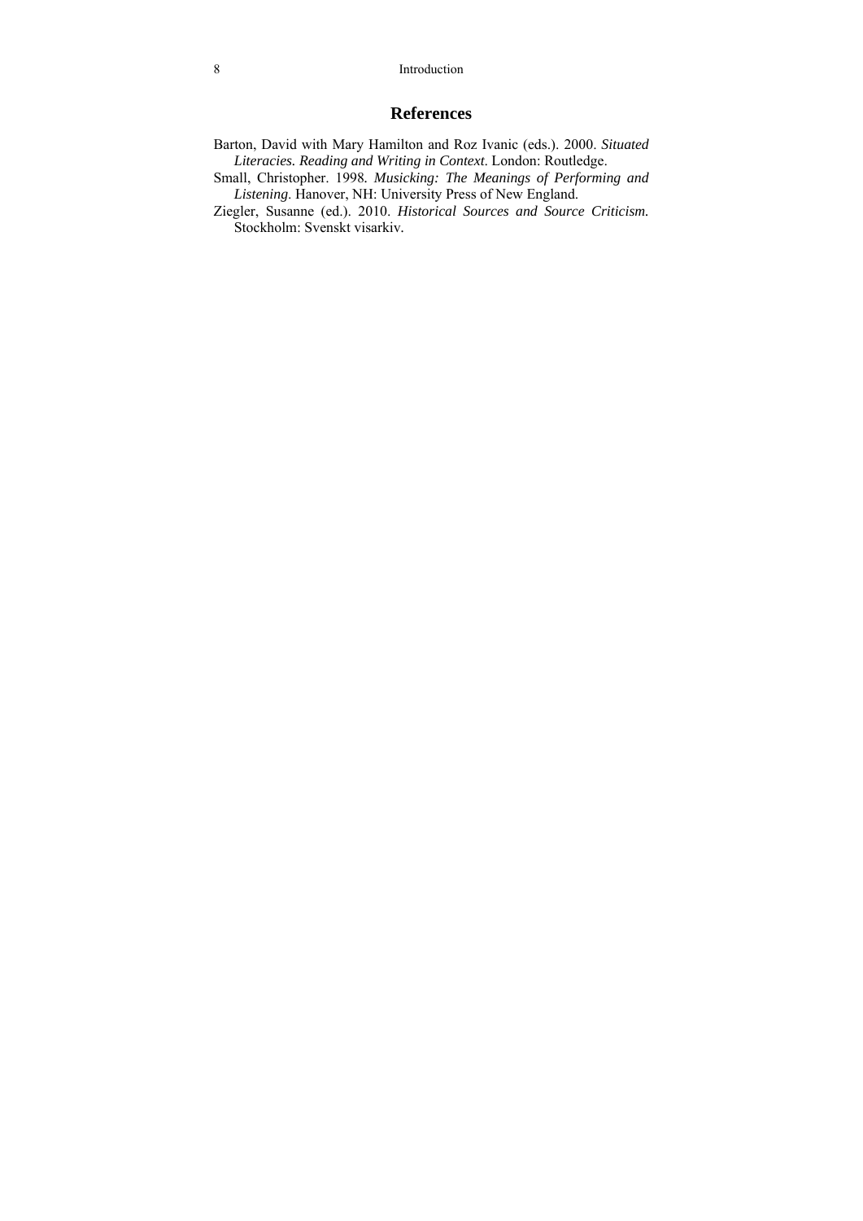## References

Barton, David with Mary Hamilton and Roz Ivanic (eds.). 2000. *Situated Literacies. Reading and Writing in Context*. London: Routledge.

Small, Christopher. 1998. *Musicking: The Meanings of Performing and Listening*. Hanover, NH: University Press of New England.

Ziegler, Susanne (ed.). 2010. *Historical Sources and Source Criticism.* Stockholm: Svenskt visarkiv.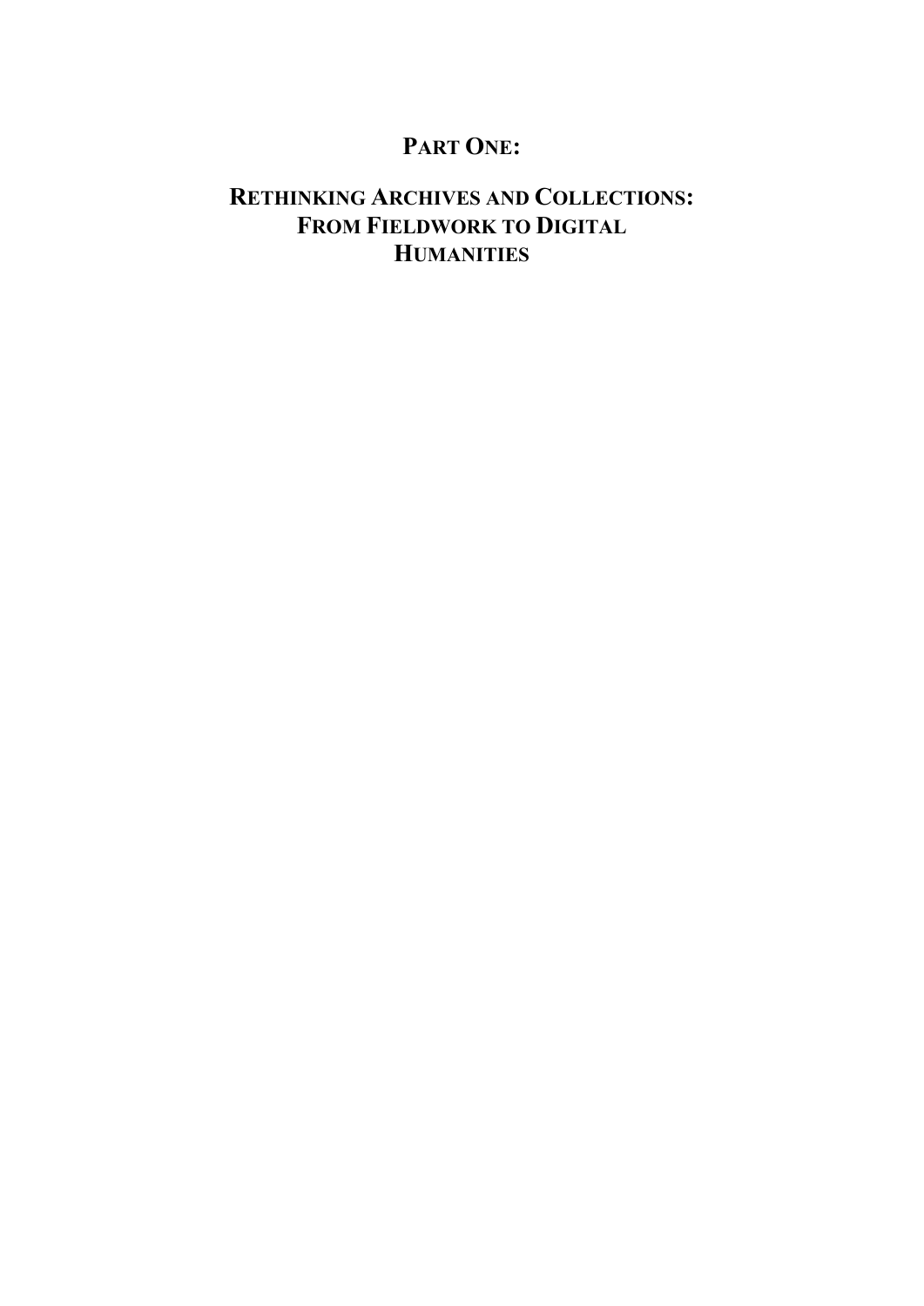# PART ONE:

# RETHINKING ARCHIVES AND COLLECTIONS: FROM FIELDWORK TO DIGITAL HUMANITIES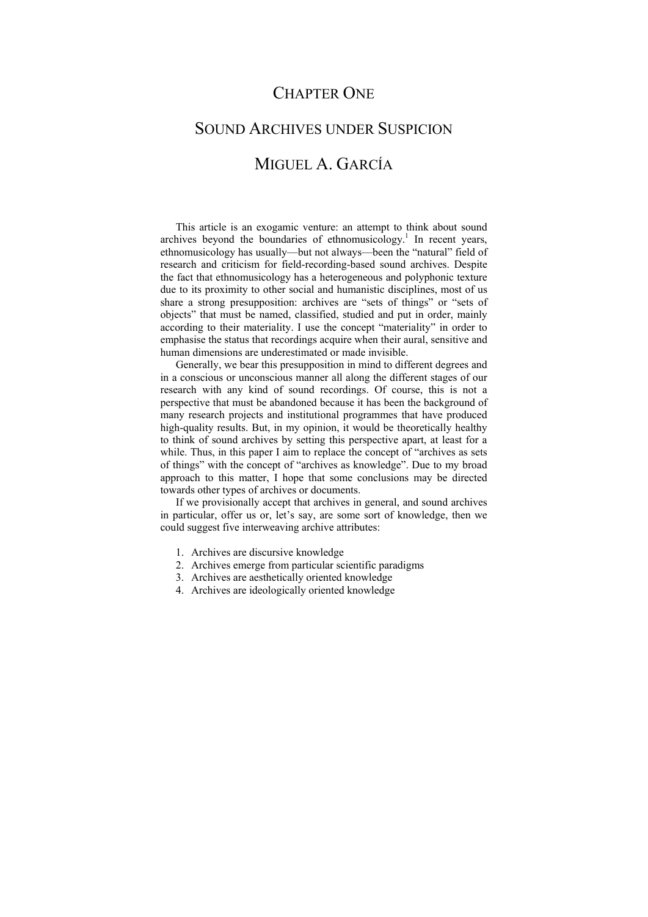# CHAPTER ONE

# SOUND ARCHIVES UNDER SUSPICION

## MIGUEL A. GARCÍA

This article is an exogamic venture: an attempt to think about sound archives beyond the boundaries of ethnomusicology.[1] In recent years, ethnomusicology has usually—but not always—been the "natural" field of research and criticism for field-recording-based sound archives. Despite the fact that ethnomusicology has a heterogeneous and polyphonic texture due to its proximity to other social and humanistic disciplines, most of us share a strong presupposition: archives are "sets of things" or "sets of objects" that must be named, classified, studied and put in order, mainly according to their materiality. I use the concept "materiality" in order to emphasise the status that recordings acquire when their aural, sensitive and human dimensions are underestimated or made invisible.

Generally, we bear this presupposition in mind to different degrees and in a conscious or unconscious manner all along the different stages of our research with any kind of sound recordings. Of course, this is not a perspective that must be abandoned because it has been the background of many research projects and institutional programmes that have produced high-quality results. But, in my opinion, it would be theoretically healthy to think of sound archives by setting this perspective apart, at least for a while. Thus, in this paper I aim to replace the concept of "archives as sets of things" with the concept of "archives as knowledge". Due to my broad approach to this matter, I hope that some conclusions may be directed towards other types of archives or documents.

If we provisionally accept that archives in general, and sound archives in particular, offer us or, let's say, are some sort of knowledge, then we could suggest five interweaving archive attributes:

1. Archives are discursive knowledge
2. Archives emerge from particular scientific paradigms
3. Archives are aesthetically oriented knowledge
4. Archives are ideologically oriented knowledge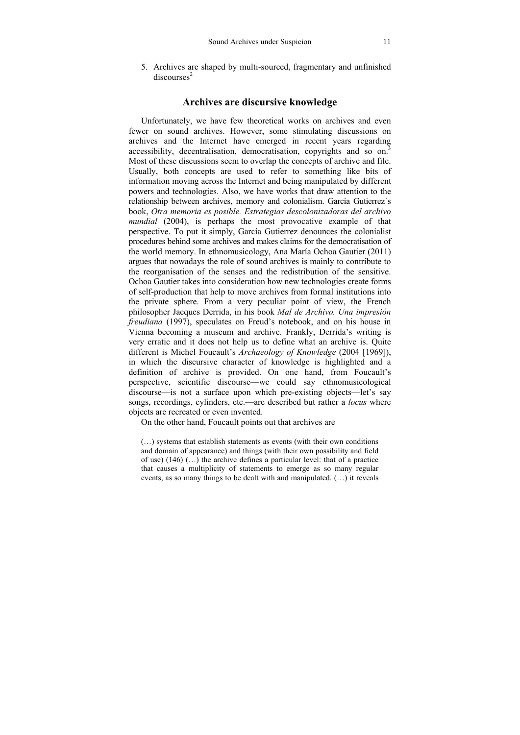5. Archives are shaped by multi-sourced, fragmentary and unfinished discourses[2]

## Archives are discursive knowledge

Unfortunately, we have few theoretical works on archives and even fewer on sound archives. However, some stimulating discussions on archives and the Internet have emerged in recent years regarding accessibility, decentralisation, democratisation, copyrights and so on.[3] Most of these discussions seem to overlap the concepts of archive and file. Usually, both concepts are used to refer to something like bits of information moving across the Internet and being manipulated by different powers and technologies. Also, we have works that draw attention to the relationship between archives, memory and colonialism. García Gutierrez´s book, *Otra memoria es posible. Estrategias descolonizadoras del archivo mundial* (2004), is perhaps the most provocative example of that perspective. To put it simply, García Gutierrez denounces the colonialist procedures behind some archives and makes claims for the democratisation of the world memory. In ethnomusicology, Ana María Ochoa Gautier (2011) argues that nowadays the role of sound archives is mainly to contribute to the reorganisation of the senses and the redistribution of the sensitive. Ochoa Gautier takes into consideration how new technologies create forms of self-production that help to move archives from formal institutions into the private sphere. From a very peculiar point of view, the French philosopher Jacques Derrida, in his book *Mal de Archivo. Una impresión freudiana* (1997), speculates on Freud's notebook, and on his house in Vienna becoming a museum and archive. Frankly, Derrida's writing is very erratic and it does not help us to define what an archive is. Quite different is Michel Foucault's *Archaeology of Knowledge* (2004 [1969]), in which the discursive character of knowledge is highlighted and a definition of archive is provided. On one hand, from Foucault's perspective, scientific discourse—we could say ethnomusicological discourse—is not a surface upon which pre-existing objects—let's say songs, recordings, cylinders, etc.—are described but rather a *locus* where objects are recreated or even invented.

On the other hand, Foucault points out that archives are

> (…) systems that establish statements as events (with their own conditions and domain of appearance) and things (with their own possibility and field of use) (146) (…) the archive defines a particular level: that of a practice that causes a multiplicity of statements to emerge as so many regular events, as so many things to be dealt with and manipulated. (…) it reveals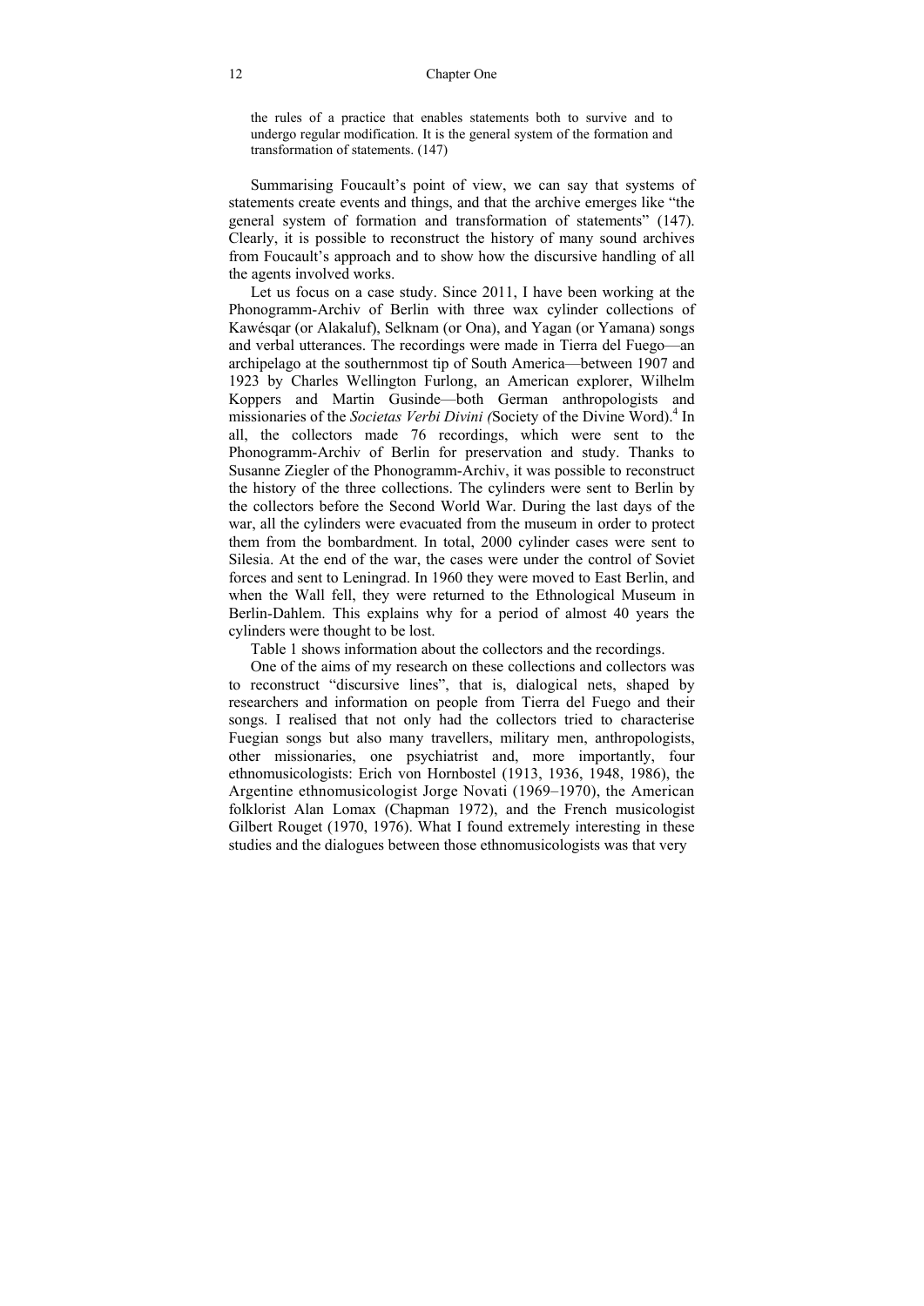> the rules of a practice that enables statements both to survive and to undergo regular modification. It is the general system of the formation and transformation of statements. (147)

Summarising Foucault's point of view, we can say that systems of statements create events and things, and that the archive emerges like "the general system of formation and transformation of statements" (147). Clearly, it is possible to reconstruct the history of many sound archives from Foucault's approach and to show how the discursive handling of all the agents involved works.

Let us focus on a case study. Since 2011, I have been working at the Phonogramm-Archiv of Berlin with three wax cylinder collections of Kawésqar (or Alakaluf), Selknam (or Ona), and Yagan (or Yamana) songs and verbal utterances. The recordings were made in Tierra del Fuego—an archipelago at the southernmost tip of South America—between 1907 and 1923 by Charles Wellington Furlong, an American explorer, Wilhelm Koppers and Martin Gusinde—both German anthropologists and missionaries of the *Societas Verbi Divini (*Society of the Divine Word).[4] In all, the collectors made 76 recordings, which were sent to the Phonogramm-Archiv of Berlin for preservation and study. Thanks to Susanne Ziegler of the Phonogramm-Archiv, it was possible to reconstruct the history of the three collections. The cylinders were sent to Berlin by the collectors before the Second World War. During the last days of the war, all the cylinders were evacuated from the museum in order to protect them from the bombardment. In total, 2000 cylinder cases were sent to Silesia. At the end of the war, the cases were under the control of Soviet forces and sent to Leningrad. In 1960 they were moved to East Berlin, and when the Wall fell, they were returned to the Ethnological Museum in Berlin-Dahlem. This explains why for a period of almost 40 years the cylinders were thought to be lost.

Table 1 shows information about the collectors and the recordings.

One of the aims of my research on these collections and collectors was to reconstruct "discursive lines", that is, dialogical nets, shaped by researchers and information on people from Tierra del Fuego and their songs. I realised that not only had the collectors tried to characterise Fuegian songs but also many travellers, military men, anthropologists, other missionaries, one psychiatrist and, more importantly, four ethnomusicologists: Erich von Hornbostel (1913, 1936, 1948, 1986), the Argentine ethnomusicologist Jorge Novati (1969–1970), the American folklorist Alan Lomax (Chapman 1972), and the French musicologist Gilbert Rouget (1970, 1976). What I found extremely interesting in these studies and the dialogues between those ethnomusicologists was that very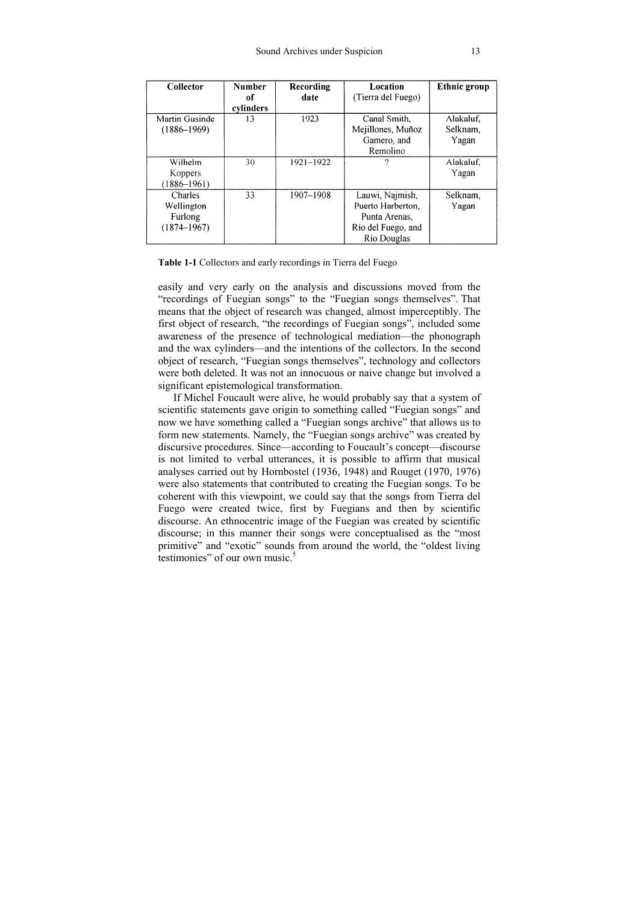| Collector | Number of cylinders | Recording date | Location (Tierra del Fuego) | Ethnic group |
|---|---|---|---|---|
| Martin Gusinde (1886–1969) | 13 | 1923 | Canal Smith, Mejillones, Muñoz Gamero, and Remolino | Alakaluf, Selknam, Yagan |
| Wilhelm Koppers (1886–1961) | 30 | 1921–1922 | ? | Alakaluf, Yagan |
| Charles Wellington Furlong (1874–1967) | 33 | 1907–1908 | Lauwi, Najmish, Puerto Harberton, Punta Arenas, Río del Fuego, and Río Douglas | Selknam, Yagan |

**Table 1-1** Collectors and early recordings in Tierra del Fuego

easily and very early on the analysis and discussions moved from the "recordings of Fuegian songs" to the "Fuegian songs themselves". That means that the object of research was changed, almost imperceptibly. The first object of research, "the recordings of Fuegian songs", included some awareness of the presence of technological mediation—the phonograph and the wax cylinders—and the intentions of the collectors. In the second object of research, "Fuegian songs themselves", technology and collectors were both deleted. It was not an innocuous or naive change but involved a significant epistemological transformation.

If Michel Foucault were alive, he would probably say that a system of scientific statements gave origin to something called "Fuegian songs" and now we have something called a "Fuegian songs archive" that allows us to form new statements. Namely, the "Fuegian songs archive" was created by discursive procedures. Since—according to Foucault's concept—discourse is not limited to verbal utterances, it is possible to affirm that musical analyses carried out by Hornbostel (1936, 1948) and Rouget (1970, 1976) were also statements that contributed to creating the Fuegian songs. To be coherent with this viewpoint, we could say that the songs from Tierra del Fuego were created twice, first by Fuegians and then by scientific discourse. An ethnocentric image of the Fuegian was created by scientific discourse; in this manner their songs were conceptualised as the "most primitive" and "exotic" sounds from around the world, the "oldest living testimonies" of our own music.[5]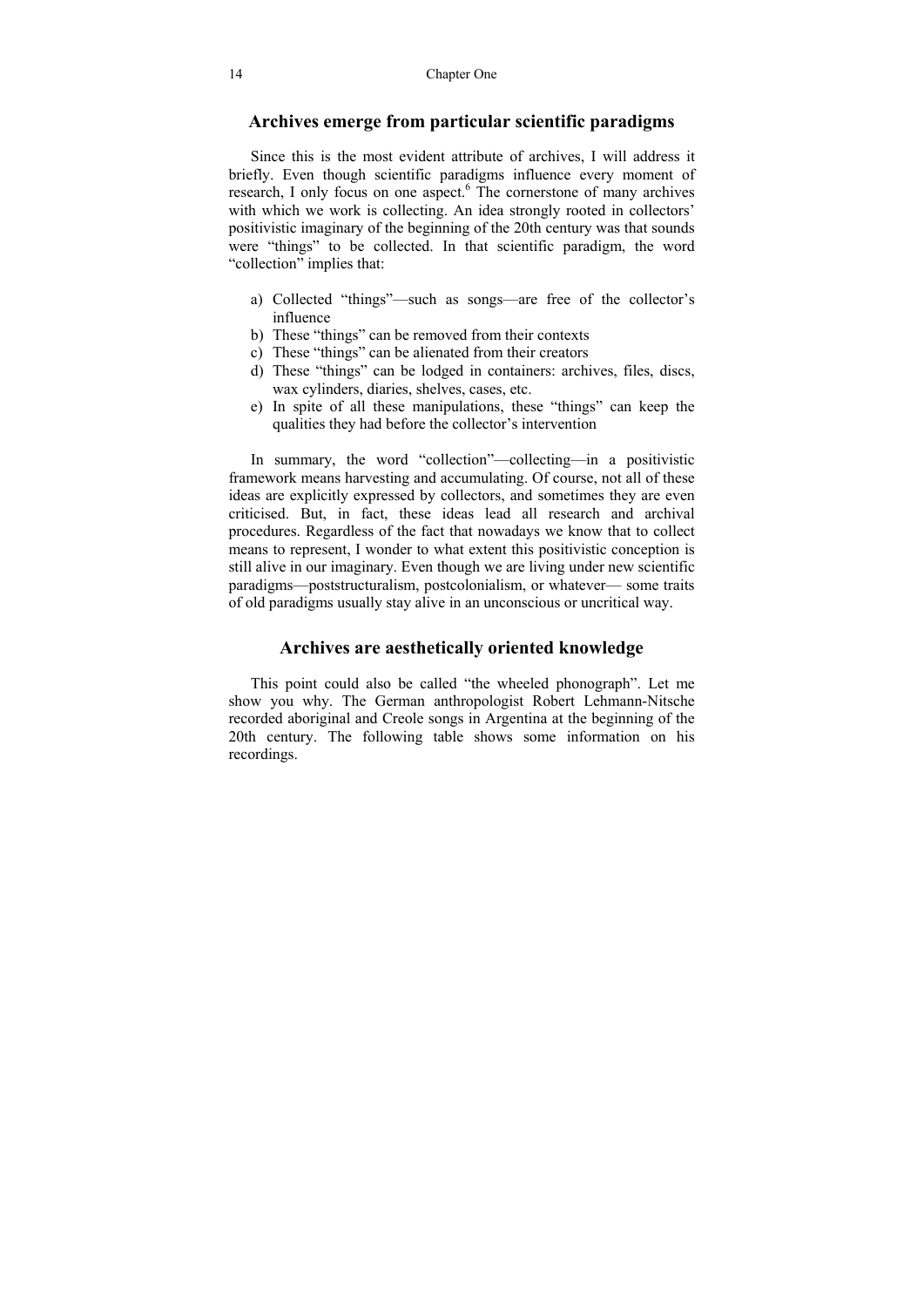## Archives emerge from particular scientific paradigms

Since this is the most evident attribute of archives, I will address it briefly. Even though scientific paradigms influence every moment of research, I only focus on one aspect.[6] The cornerstone of many archives with which we work is collecting. An idea strongly rooted in collectors' positivistic imaginary of the beginning of the 20th century was that sounds were "things" to be collected. In that scientific paradigm, the word "collection" implies that:

a) Collected "things"—such as songs—are free of the collector's influence
b) These "things" can be removed from their contexts
c) These "things" can be alienated from their creators
d) These "things" can be lodged in containers: archives, files, discs, wax cylinders, diaries, shelves, cases, etc.
e) In spite of all these manipulations, these "things" can keep the qualities they had before the collector's intervention

In summary, the word "collection"—collecting—in a positivistic framework means harvesting and accumulating. Of course, not all of these ideas are explicitly expressed by collectors, and sometimes they are even criticised. But, in fact, these ideas lead all research and archival procedures. Regardless of the fact that nowadays we know that to collect means to represent, I wonder to what extent this positivistic conception is still alive in our imaginary. Even though we are living under new scientific paradigms—poststructuralism, postcolonialism, or whatever— some traits of old paradigms usually stay alive in an unconscious or uncritical way.

## Archives are aesthetically oriented knowledge

This point could also be called "the wheeled phonograph". Let me show you why. The German anthropologist Robert Lehmann-Nitsche recorded aboriginal and Creole songs in Argentina at the beginning of the 20th century. The following table shows some information on his recordings.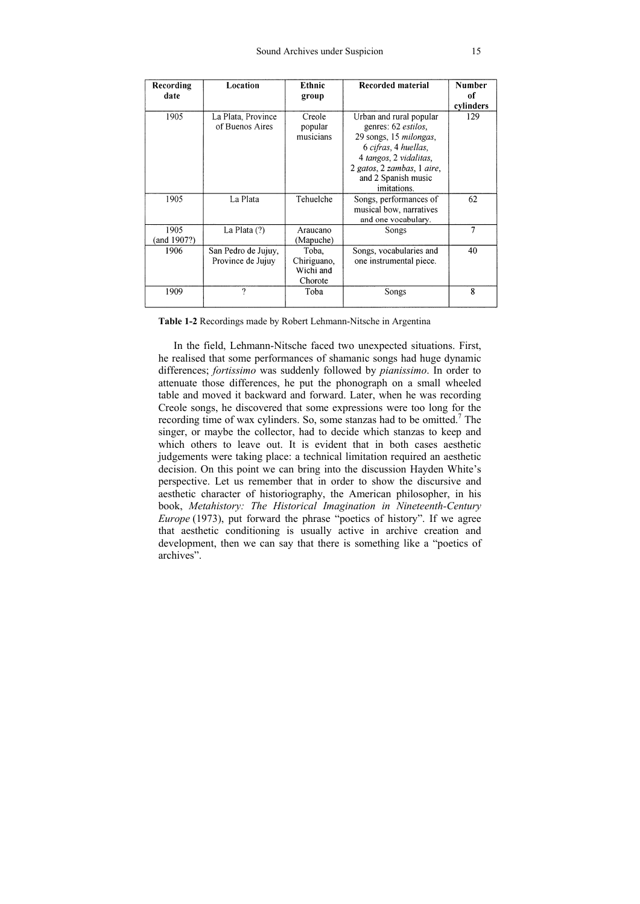| Recording date | Location | Ethnic group | Recorded material | Number of cylinders |
|---|---|---|---|---|
| 1905 | La Plata, Province of Buenos Aires | Creole popular musicians | Urban and rural popular genres: 62 *estilos*, 29 songs, 15 *milongas*, 6 *cifras*, 4 *huellas*, 4 *tangos*, 2 *vidalitas*, 2 *gatos*, 2 *zambas*, 1 *aire*, and 2 Spanish music imitations. | 129 |
| 1905 | La Plata | Tehuelche | Songs, performances of musical bow, narratives and one vocabulary. | 62 |
| 1905 (and 1907?) | La Plata (?) | Araucano (Mapuche) | Songs | 7 |
| 1906 | San Pedro de Jujuy, Province de Jujuy | Toba, Chiriguano, Wichi and Chorote | Songs, vocabularies and one instrumental piece. | 40 |
| 1909 | ? | Toba | Songs | 8 |

**Table 1-2** Recordings made by Robert Lehmann-Nitsche in Argentina

In the field, Lehmann-Nitsche faced two unexpected situations. First, he realised that some performances of shamanic songs had huge dynamic differences; *fortissimo* was suddenly followed by *pianissimo*. In order to attenuate those differences, he put the phonograph on a small wheeled table and moved it backward and forward. Later, when he was recording Creole songs, he discovered that some expressions were too long for the recording time of wax cylinders. So, some stanzas had to be omitted.[7] The singer, or maybe the collector, had to decide which stanzas to keep and which others to leave out. It is evident that in both cases aesthetic judgements were taking place: a technical limitation required an aesthetic decision. On this point we can bring into the discussion Hayden White's perspective. Let us remember that in order to show the discursive and aesthetic character of historiography, the American philosopher, in his book, *Metahistory: The Historical Imagination in Nineteenth-Century Europe* (1973), put forward the phrase "poetics of history". If we agree that aesthetic conditioning is usually active in archive creation and development, then we can say that there is something like a "poetics of archives".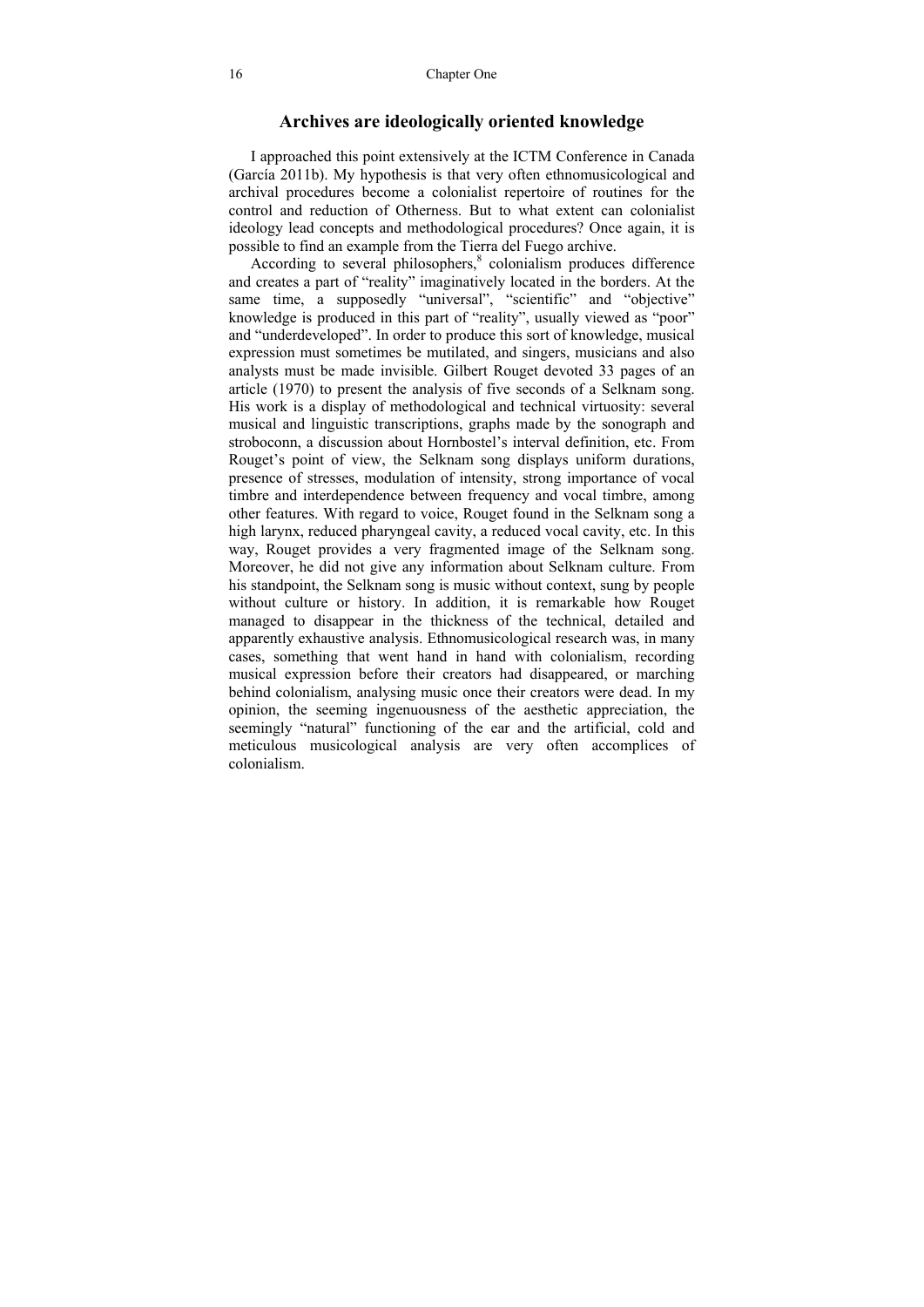## Archives are ideologically oriented knowledge

I approached this point extensively at the ICTM Conference in Canada (García 2011b). My hypothesis is that very often ethnomusicological and archival procedures become a colonialist repertoire of routines for the control and reduction of Otherness. But to what extent can colonialist ideology lead concepts and methodological procedures? Once again, it is possible to find an example from the Tierra del Fuego archive.

According to several philosophers,[8] colonialism produces difference and creates a part of "reality" imaginatively located in the borders. At the same time, a supposedly "universal", "scientific" and "objective" knowledge is produced in this part of "reality", usually viewed as "poor" and "underdeveloped". In order to produce this sort of knowledge, musical expression must sometimes be mutilated, and singers, musicians and also analysts must be made invisible. Gilbert Rouget devoted 33 pages of an article (1970) to present the analysis of five seconds of a Selknam song. His work is a display of methodological and technical virtuosity: several musical and linguistic transcriptions, graphs made by the sonograph and stroboconn, a discussion about Hornbostel's interval definition, etc. From Rouget's point of view, the Selknam song displays uniform durations, presence of stresses, modulation of intensity, strong importance of vocal timbre and interdependence between frequency and vocal timbre, among other features. With regard to voice, Rouget found in the Selknam song a high larynx, reduced pharyngeal cavity, a reduced vocal cavity, etc. In this way, Rouget provides a very fragmented image of the Selknam song. Moreover, he did not give any information about Selknam culture. From his standpoint, the Selknam song is music without context, sung by people without culture or history. In addition, it is remarkable how Rouget managed to disappear in the thickness of the technical, detailed and apparently exhaustive analysis. Ethnomusicological research was, in many cases, something that went hand in hand with colonialism, recording musical expression before their creators had disappeared, or marching behind colonialism, analysing music once their creators were dead. In my opinion, the seeming ingenuousness of the aesthetic appreciation, the seemingly "natural" functioning of the ear and the artificial, cold and meticulous musicological analysis are very often accomplices of colonialism.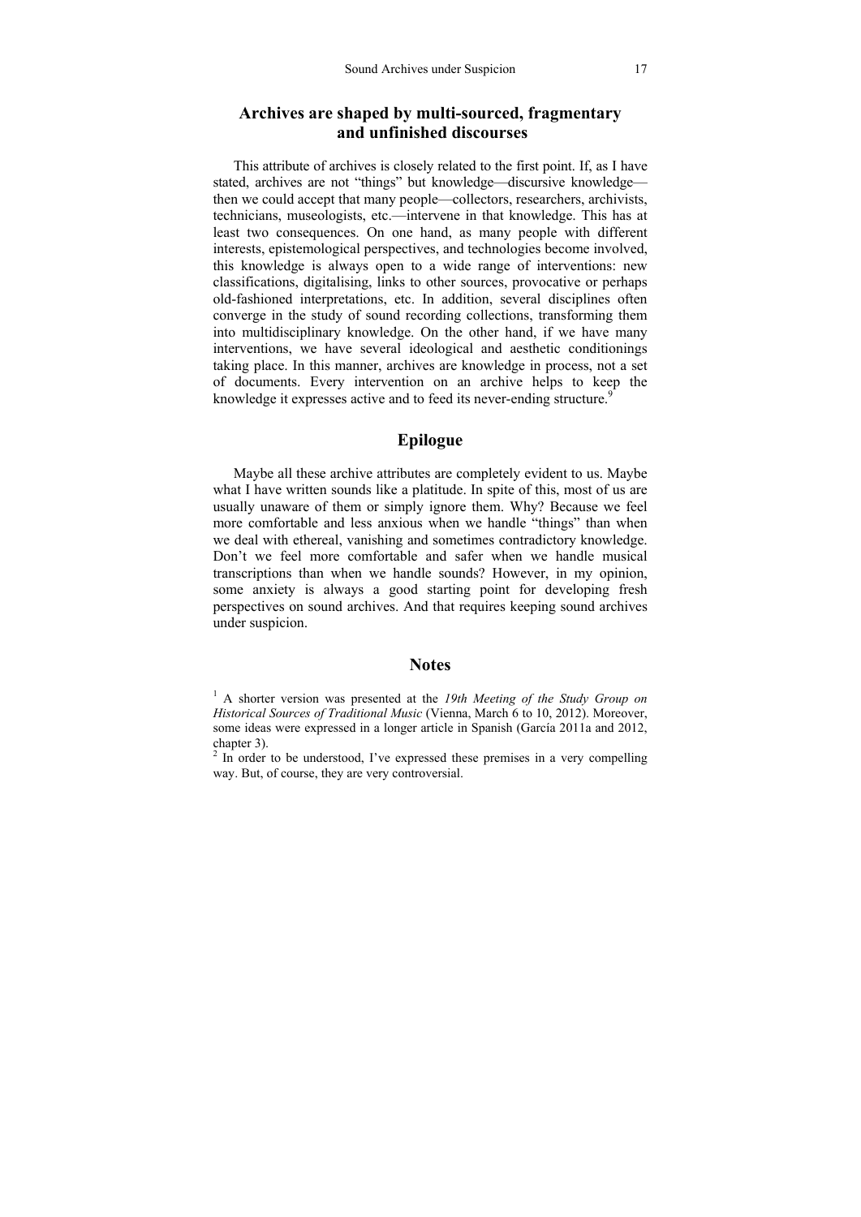## Archives are shaped by multi-sourced, fragmentary and unfinished discourses

This attribute of archives is closely related to the first point. If, as I have stated, archives are not "things" but knowledge—discursive knowledge—then we could accept that many people—collectors, researchers, archivists, technicians, museologists, etc.—intervene in that knowledge. This has at least two consequences. On one hand, as many people with different interests, epistemological perspectives, and technologies become involved, this knowledge is always open to a wide range of interventions: new classifications, digitalising, links to other sources, provocative or perhaps old-fashioned interpretations, etc. In addition, several disciplines often converge in the study of sound recording collections, transforming them into multidisciplinary knowledge. On the other hand, if we have many interventions, we have several ideological and aesthetic conditionings taking place. In this manner, archives are knowledge in process, not a set of documents. Every intervention on an archive helps to keep the knowledge it expresses active and to feed its never-ending structure.[9]

## Epilogue

Maybe all these archive attributes are completely evident to us. Maybe what I have written sounds like a platitude. In spite of this, most of us are usually unaware of them or simply ignore them. Why? Because we feel more comfortable and less anxious when we handle "things" than when we deal with ethereal, vanishing and sometimes contradictory knowledge. Don't we feel more comfortable and safer when we handle musical transcriptions than when we handle sounds? However, in my opinion, some anxiety is always a good starting point for developing fresh perspectives on sound archives. And that requires keeping sound archives under suspicion.

## Notes

[1] A shorter version was presented at the *19th Meeting of the Study Group on Historical Sources of Traditional Music* (Vienna, March 6 to 10, 2012). Moreover, some ideas were expressed in a longer article in Spanish (García 2011a and 2012, chapter 3).

[2] In order to be understood, I've expressed these premises in a very compelling way. But, of course, they are very controversial.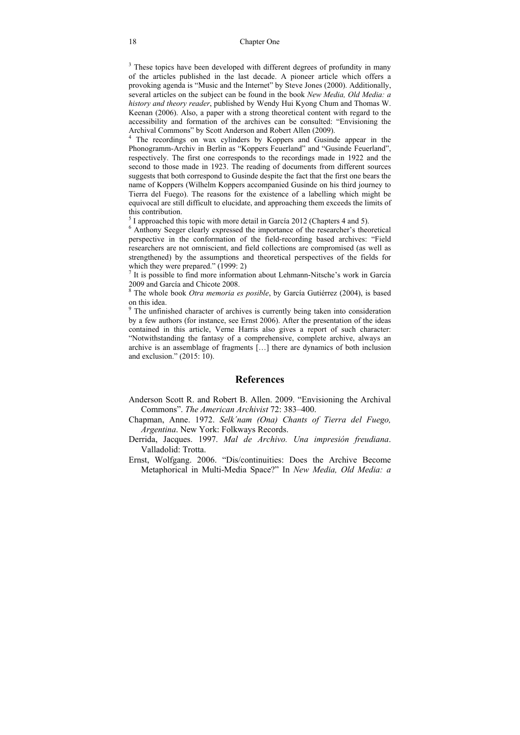[3] These topics have been developed with different degrees of profundity in many of the articles published in the last decade. A pioneer article which offers a provoking agenda is "Music and the Internet" by Steve Jones (2000). Additionally, several articles on the subject can be found in the book *New Media, Old Media: a history and theory reader*, published by Wendy Hui Kyong Chum and Thomas W. Keenan (2006). Also, a paper with a strong theoretical content with regard to the accessibility and formation of the archives can be consulted: "Envisioning the Archival Commons" by Scott Anderson and Robert Allen (2009).

[4] The recordings on wax cylinders by Koppers and Gusinde appear in the Phonogramm-Archiv in Berlin as "Koppers Feuerland" and "Gusinde Feuerland", respectively. The first one corresponds to the recordings made in 1922 and the second to those made in 1923. The reading of documents from different sources suggests that both correspond to Gusinde despite the fact that the first one bears the name of Koppers (Wilhelm Koppers accompanied Gusinde on his third journey to Tierra del Fuego). The reasons for the existence of a labelling which might be equivocal are still difficult to elucidate, and approaching them exceeds the limits of this contribution.

[5] I approached this topic with more detail in García 2012 (Chapters 4 and 5).

[6] Anthony Seeger clearly expressed the importance of the researcher's theoretical perspective in the conformation of the field-recording based archives: "Field researchers are not omniscient, and field collections are compromised (as well as strengthened) by the assumptions and theoretical perspectives of the fields for which they were prepared." (1999: 2)

[7] It is possible to find more information about Lehmann-Nitsche's work in García 2009 and García and Chicote 2008.

[8] The whole book *Otra memoria es posible*, by García Gutiérrez (2004), is based on this idea.

[9] The unfinished character of archives is currently being taken into consideration by a few authors (for instance, see Ernst 2006). After the presentation of the ideas contained in this article, Verne Harris also gives a report of such character: "Notwithstanding the fantasy of a comprehensive, complete archive, always an archive is an assemblage of fragments […] there are dynamics of both inclusion and exclusion." (2015: 10).

## References

Anderson Scott R. and Robert B. Allen. 2009. "Envisioning the Archival Commons". *The American Archivist* 72: 383–400.

Chapman, Anne. 1972. *Selk´nam (Ona) Chants of Tierra del Fuego, Argentina*. New York: Folkways Records.

Derrida, Jacques. 1997. *Mal de Archivo. Una impresión freudiana*. Valladolid: Trotta.

Ernst, Wolfgang. 2006. "Dis/continuities: Does the Archive Become Metaphorical in Multi-Media Space?" In *New Media, Old Media: a*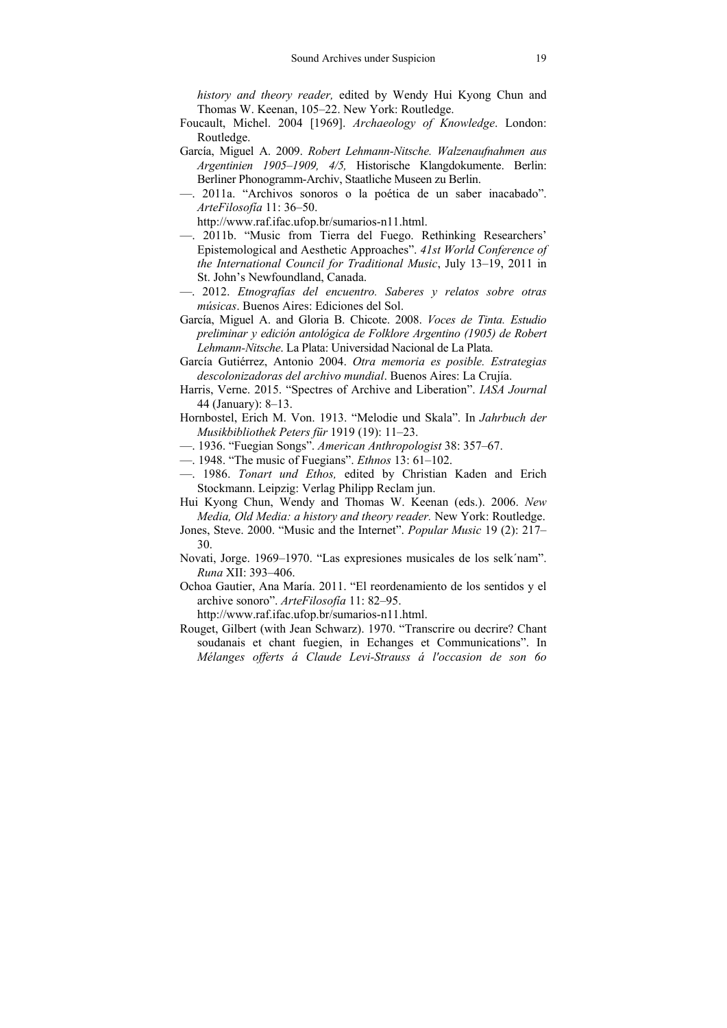*history and theory reader,* edited by Wendy Hui Kyong Chun and Thomas W. Keenan, 105–22. New York: Routledge.

Foucault, Michel. 2004 [1969]. *Archaeology of Knowledge*. London: Routledge.

García, Miguel A. 2009. *Robert Lehmann-Nitsche. Walzenaufnahmen aus Argentinien 1905–1909, 4/5,* Historische Klangdokumente. Berlin: Berliner Phonogramm-Archiv, Staatliche Museen zu Berlin.

—. 2011a. "Archivos sonoros o la poética de un saber inacabado". *ArteFilosofía* 11: 36–50. http://www.raf.ifac.ufop.br/sumarios-n11.html.

—. 2011b. "Music from Tierra del Fuego. Rethinking Researchers' Epistemological and Aesthetic Approaches". *41st World Conference of the International Council for Traditional Music*, July 13–19, 2011 in St. John's Newfoundland, Canada.

—. 2012. *Etnografías del encuentro. Saberes y relatos sobre otras músicas*. Buenos Aires: Ediciones del Sol.

García, Miguel A. and Gloria B. Chicote. 2008. *Voces de Tinta. Estudio preliminar y edición antológica de Folklore Argentino (1905) de Robert Lehmann-Nitsche*. La Plata: Universidad Nacional de La Plata.

García Gutiérrez, Antonio 2004. *Otra memoria es posible. Estrategias descolonizadoras del archivo mundial*. Buenos Aires: La Crujía.

Harris, Verne. 2015. "Spectres of Archive and Liberation". *IASA Journal* 44 (January): 8–13.

Hornbostel, Erich M. Von. 1913. "Melodie und Skala". In *Jahrbuch der Musikbibliothek Peters für* 1919 (19): 11–23.

—. 1936. "Fuegian Songs". *American Anthropologist* 38: 357–67.

—. 1948. "The music of Fuegians". *Ethnos* 13: 61–102.

—. 1986. *Tonart und Ethos,* edited by Christian Kaden and Erich Stockmann. Leipzig: Verlag Philipp Reclam jun.

Hui Kyong Chun, Wendy and Thomas W. Keenan (eds.). 2006. *New Media, Old Media: a history and theory reader.* New York: Routledge.

Jones, Steve. 2000. "Music and the Internet". *Popular Music* 19 (2): 217–30.

Novati, Jorge. 1969–1970. "Las expresiones musicales de los selk´nam". *Runa* XII: 393–406.

Ochoa Gautier, Ana María. 2011. "El reordenamiento de los sentidos y el archive sonoro". *ArteFilosofía* 11: 82–95. http://www.raf.ifac.ufop.br/sumarios-n11.html.

Rouget, Gilbert (with Jean Schwarz). 1970. "Transcrire ou decrire? Chant soudanais et chant fuegien, in Echanges et Communications". In *Mélanges offerts á Claude Levi-Strauss á l'occasion de son 6o*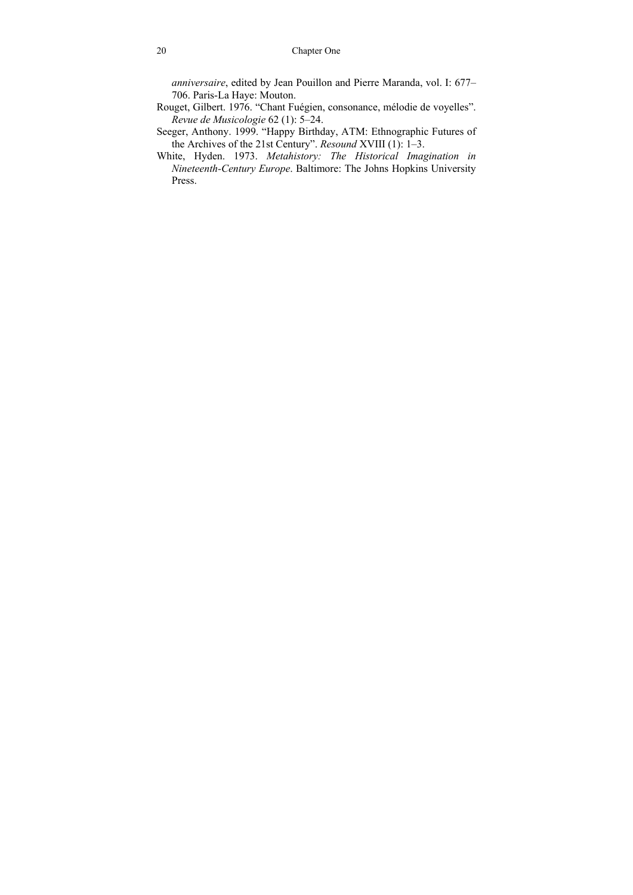*anniversaire*, edited by Jean Pouillon and Pierre Maranda, vol. I: 677–706. Paris-La Haye: Mouton.

Rouget, Gilbert. 1976. "Chant Fuégien, consonance, mélodie de voyelles". *Revue de Musicologie* 62 (1): 5–24.

Seeger, Anthony. 1999. "Happy Birthday, ATM: Ethnographic Futures of the Archives of the 21st Century". *Resound* XVIII (1): 1–3.

White, Hyden. 1973. *Metahistory: The Historical Imagination in Nineteenth-Century Europe*. Baltimore: The Johns Hopkins University Press.